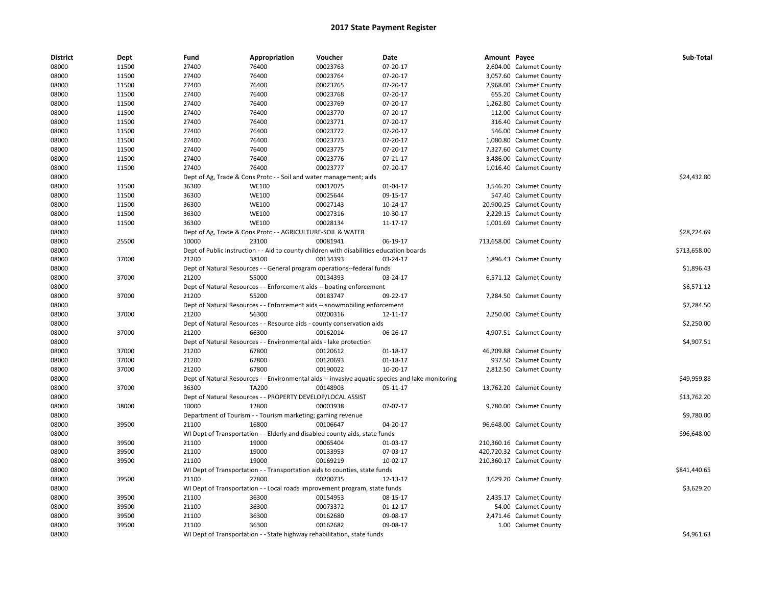# 2017 State Payment Register

| District | Dept | Fund | Appropriation | Voucher | Date | Amount | Payee | Sub-Total |
|---|---|---|---|---|---|---|---|---|
| 08000 | 11500 | 27400 | 76400 | 00023763 | 07-20-17 | 2,604.00 | Calumet County | |
| 08000 | 11500 | 27400 | 76400 | 00023764 | 07-20-17 | 3,057.60 | Calumet County | |
| 08000 | 11500 | 27400 | 76400 | 00023765 | 07-20-17 | 2,968.00 | Calumet County | |
| 08000 | 11500 | 27400 | 76400 | 00023768 | 07-20-17 | 655.20 | Calumet County | |
| 08000 | 11500 | 27400 | 76400 | 00023769 | 07-20-17 | 1,262.80 | Calumet County | |
| 08000 | 11500 | 27400 | 76400 | 00023770 | 07-20-17 | 112.00 | Calumet County | |
| 08000 | 11500 | 27400 | 76400 | 00023771 | 07-20-17 | 316.40 | Calumet County | |
| 08000 | 11500 | 27400 | 76400 | 00023772 | 07-20-17 | 546.00 | Calumet County | |
| 08000 | 11500 | 27400 | 76400 | 00023773 | 07-20-17 | 1,080.80 | Calumet County | |
| 08000 | 11500 | 27400 | 76400 | 00023775 | 07-20-17 | 7,327.60 | Calumet County | |
| 08000 | 11500 | 27400 | 76400 | 00023776 | 07-21-17 | 3,486.00 | Calumet County | |
| 08000 | 11500 | 27400 | 76400 | 00023777 | 07-20-17 | 1,016.40 | Calumet County | |
| 08000 | | Dept of Ag, Trade & Cons Protc - - Soil and water management; aids | | | | | | $24,432.80 |
| 08000 | 11500 | 36300 | WE100 | 00017075 | 01-04-17 | 3,546.20 | Calumet County | |
| 08000 | 11500 | 36300 | WE100 | 00025644 | 09-15-17 | 547.40 | Calumet County | |
| 08000 | 11500 | 36300 | WE100 | 00027143 | 10-24-17 | 20,900.25 | Calumet County | |
| 08000 | 11500 | 36300 | WE100 | 00027316 | 10-30-17 | 2,229.15 | Calumet County | |
| 08000 | 11500 | 36300 | WE100 | 00028134 | 11-17-17 | 1,001.69 | Calumet County | |
| 08000 | | Dept of Ag, Trade & Cons Protc - - AGRICULTURE-SOIL & WATER | | | | | | $28,224.69 |
| 08000 | 25500 | 10000 | 23100 | 00081941 | 06-19-17 | 713,658.00 | Calumet County | |
| 08000 | | Dept of Public Instruction - - Aid to county children with disabilities education boards | | | | | | $713,658.00 |
| 08000 | 37000 | 21200 | 38100 | 00134393 | 03-24-17 | 1,896.43 | Calumet County | |
| 08000 | | Dept of Natural Resources - - General program operations--federal funds | | | | | | $1,896.43 |
| 08000 | 37000 | 21200 | 55000 | 00134393 | 03-24-17 | 6,571.12 | Calumet County | |
| 08000 | | Dept of Natural Resources - - Enforcement aids -- boating enforcement | | | | | | $6,571.12 |
| 08000 | 37000 | 21200 | 55200 | 00183747 | 09-22-17 | 7,284.50 | Calumet County | |
| 08000 | | Dept of Natural Resources - - Enforcement aids -- snowmobiling enforcement | | | | | | $7,284.50 |
| 08000 | 37000 | 21200 | 56300 | 00200316 | 12-11-17 | 2,250.00 | Calumet County | |
| 08000 | | Dept of Natural Resources - - Resource aids - county conservation aids | | | | | | $2,250.00 |
| 08000 | 37000 | 21200 | 66300 | 00162014 | 06-26-17 | 4,907.51 | Calumet County | |
| 08000 | | Dept of Natural Resources - - Environmental aids - lake protection | | | | | | $4,907.51 |
| 08000 | 37000 | 21200 | 67800 | 00120612 | 01-18-17 | 46,209.88 | Calumet County | |
| 08000 | 37000 | 21200 | 67800 | 00120693 | 01-18-17 | 937.50 | Calumet County | |
| 08000 | 37000 | 21200 | 67800 | 00190022 | 10-20-17 | 2,812.50 | Calumet County | |
| 08000 | | Dept of Natural Resources - - Environmental aids -- invasive aquatic species and lake monitoring | | | | | | $49,959.88 |
| 08000 | 37000 | 36300 | TA200 | 00148903 | 05-11-17 | 13,762.20 | Calumet County | |
| 08000 | | Dept of Natural Resources - - PROPERTY DEVELOP/LOCAL ASSIST | | | | | | $13,762.20 |
| 08000 | 38000 | 10000 | 12800 | 00003938 | 07-07-17 | 9,780.00 | Calumet County | |
| 08000 | | Department of Tourism - - Tourism marketing; gaming revenue | | | | | | $9,780.00 |
| 08000 | 39500 | 21100 | 16800 | 00106647 | 04-20-17 | 96,648.00 | Calumet County | |
| 08000 | | WI Dept of Transportation - - Elderly and disabled county aids, state funds | | | | | | $96,648.00 |
| 08000 | 39500 | 21100 | 19000 | 00065404 | 01-03-17 | 210,360.16 | Calumet County | |
| 08000 | 39500 | 21100 | 19000 | 00133953 | 07-03-17 | 420,720.32 | Calumet County | |
| 08000 | 39500 | 21100 | 19000 | 00169219 | 10-02-17 | 210,360.17 | Calumet County | |
| 08000 | | WI Dept of Transportation - - Transportation aids to counties, state funds | | | | | | $841,440.65 |
| 08000 | 39500 | 21100 | 27800 | 00200735 | 12-13-17 | 3,629.20 | Calumet County | |
| 08000 | | WI Dept of Transportation - - Local roads improvement program, state funds | | | | | | $3,629.20 |
| 08000 | 39500 | 21100 | 36300 | 00154953 | 08-15-17 | 2,435.17 | Calumet County | |
| 08000 | 39500 | 21100 | 36300 | 00073372 | 01-12-17 | 54.00 | Calumet County | |
| 08000 | 39500 | 21100 | 36300 | 00162680 | 09-08-17 | 2,471.46 | Calumet County | |
| 08000 | 39500 | 21100 | 36300 | 00162682 | 09-08-17 | 1.00 | Calumet County | |
| 08000 | | WI Dept of Transportation - - State highway rehabilitation, state funds | | | | | | $4,961.63 |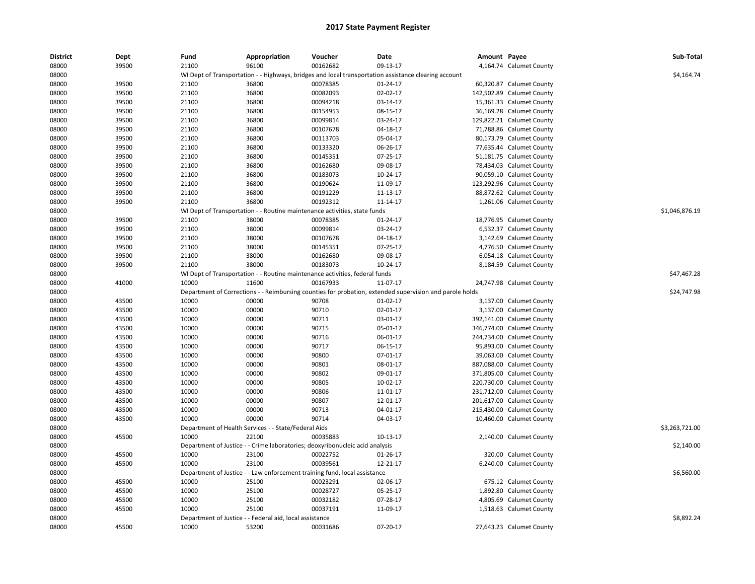# 2017 State Payment Register

| District | Dept | Fund | Appropriation | Voucher | Date | Amount | Payee | Sub-Total |
|---|---|---|---|---|---|---|---|---|
| 08000 | 39500 | 21100 | 96100 | 00162682 | 09-13-17 | 4,164.74 | Calumet County | |
| 08000 | | WI Dept of Transportation - - Highways, bridges and local transportation assistance clearing account | | | | | | $4,164.74 |
| 08000 | 39500 | 21100 | 36800 | 00078385 | 01-24-17 | 60,320.87 | Calumet County | |
| 08000 | 39500 | 21100 | 36800 | 00082093 | 02-02-17 | 142,502.89 | Calumet County | |
| 08000 | 39500 | 21100 | 36800 | 00094218 | 03-14-17 | 15,361.33 | Calumet County | |
| 08000 | 39500 | 21100 | 36800 | 00154953 | 08-15-17 | 36,169.28 | Calumet County | |
| 08000 | 39500 | 21100 | 36800 | 00099814 | 03-24-17 | 129,822.21 | Calumet County | |
| 08000 | 39500 | 21100 | 36800 | 00107678 | 04-18-17 | 71,788.86 | Calumet County | |
| 08000 | 39500 | 21100 | 36800 | 00113703 | 05-04-17 | 80,173.79 | Calumet County | |
| 08000 | 39500 | 21100 | 36800 | 00133320 | 06-26-17 | 77,635.44 | Calumet County | |
| 08000 | 39500 | 21100 | 36800 | 00145351 | 07-25-17 | 51,181.75 | Calumet County | |
| 08000 | 39500 | 21100 | 36800 | 00162680 | 09-08-17 | 78,434.03 | Calumet County | |
| 08000 | 39500 | 21100 | 36800 | 00183073 | 10-24-17 | 90,059.10 | Calumet County | |
| 08000 | 39500 | 21100 | 36800 | 00190624 | 11-09-17 | 123,292.96 | Calumet County | |
| 08000 | 39500 | 21100 | 36800 | 00191229 | 11-13-17 | 88,872.62 | Calumet County | |
| 08000 | 39500 | 21100 | 36800 | 00192312 | 11-14-17 | 1,261.06 | Calumet County | |
| 08000 | | WI Dept of Transportation - - Routine maintenance activities, state funds | | | | | | $1,046,876.19 |
| 08000 | 39500 | 21100 | 38000 | 00078385 | 01-24-17 | 18,776.95 | Calumet County | |
| 08000 | 39500 | 21100 | 38000 | 00099814 | 03-24-17 | 6,532.37 | Calumet County | |
| 08000 | 39500 | 21100 | 38000 | 00107678 | 04-18-17 | 3,142.69 | Calumet County | |
| 08000 | 39500 | 21100 | 38000 | 00145351 | 07-25-17 | 4,776.50 | Calumet County | |
| 08000 | 39500 | 21100 | 38000 | 00162680 | 09-08-17 | 6,054.18 | Calumet County | |
| 08000 | 39500 | 21100 | 38000 | 00183073 | 10-24-17 | 8,184.59 | Calumet County | |
| 08000 | | WI Dept of Transportation - - Routine maintenance activities, federal funds | | | | | | $47,467.28 |
| 08000 | 41000 | 10000 | 11600 | 00167933 | 11-07-17 | 24,747.98 | Calumet County | |
| 08000 | | Department of Corrections - - Reimbursing counties for probation, extended supervision and parole holds | | | | | | $24,747.98 |
| 08000 | 43500 | 10000 | 00000 | 90708 | 01-02-17 | 3,137.00 | Calumet County | |
| 08000 | 43500 | 10000 | 00000 | 90710 | 02-01-17 | 3,137.00 | Calumet County | |
| 08000 | 43500 | 10000 | 00000 | 90711 | 03-01-17 | 392,141.00 | Calumet County | |
| 08000 | 43500 | 10000 | 00000 | 90715 | 05-01-17 | 346,774.00 | Calumet County | |
| 08000 | 43500 | 10000 | 00000 | 90716 | 06-01-17 | 244,734.00 | Calumet County | |
| 08000 | 43500 | 10000 | 00000 | 90717 | 06-15-17 | 95,893.00 | Calumet County | |
| 08000 | 43500 | 10000 | 00000 | 90800 | 07-01-17 | 39,063.00 | Calumet County | |
| 08000 | 43500 | 10000 | 00000 | 90801 | 08-01-17 | 887,088.00 | Calumet County | |
| 08000 | 43500 | 10000 | 00000 | 90802 | 09-01-17 | 371,805.00 | Calumet County | |
| 08000 | 43500 | 10000 | 00000 | 90805 | 10-02-17 | 220,730.00 | Calumet County | |
| 08000 | 43500 | 10000 | 00000 | 90806 | 11-01-17 | 231,712.00 | Calumet County | |
| 08000 | 43500 | 10000 | 00000 | 90807 | 12-01-17 | 201,617.00 | Calumet County | |
| 08000 | 43500 | 10000 | 00000 | 90713 | 04-01-17 | 215,430.00 | Calumet County | |
| 08000 | 43500 | 10000 | 00000 | 90714 | 04-03-17 | 10,460.00 | Calumet County | |
| 08000 | | Department of Health Services - - State/Federal Aids | | | | | | $3,263,721.00 |
| 08000 | 45500 | 10000 | 22100 | 00035883 | 10-13-17 | 2,140.00 | Calumet County | |
| 08000 | | Department of Justice - - Crime laboratories; deoxyribonucleic acid analysis | | | | | | $2,140.00 |
| 08000 | 45500 | 10000 | 23100 | 00022752 | 01-26-17 | 320.00 | Calumet County | |
| 08000 | 45500 | 10000 | 23100 | 00039561 | 12-21-17 | 6,240.00 | Calumet County | |
| 08000 | | Department of Justice - - Law enforcement training fund, local assistance | | | | | | $6,560.00 |
| 08000 | 45500 | 10000 | 25100 | 00023291 | 02-06-17 | 675.12 | Calumet County | |
| 08000 | 45500 | 10000 | 25100 | 00028727 | 05-25-17 | 1,892.80 | Calumet County | |
| 08000 | 45500 | 10000 | 25100 | 00032182 | 07-28-17 | 4,805.69 | Calumet County | |
| 08000 | 45500 | 10000 | 25100 | 00037191 | 11-09-17 | 1,518.63 | Calumet County | |
| 08000 | | Department of Justice - - Federal aid, local assistance | | | | | | $8,892.24 |
| 08000 | 45500 | 10000 | 53200 | 00031686 | 07-20-17 | 27,643.23 | Calumet County | |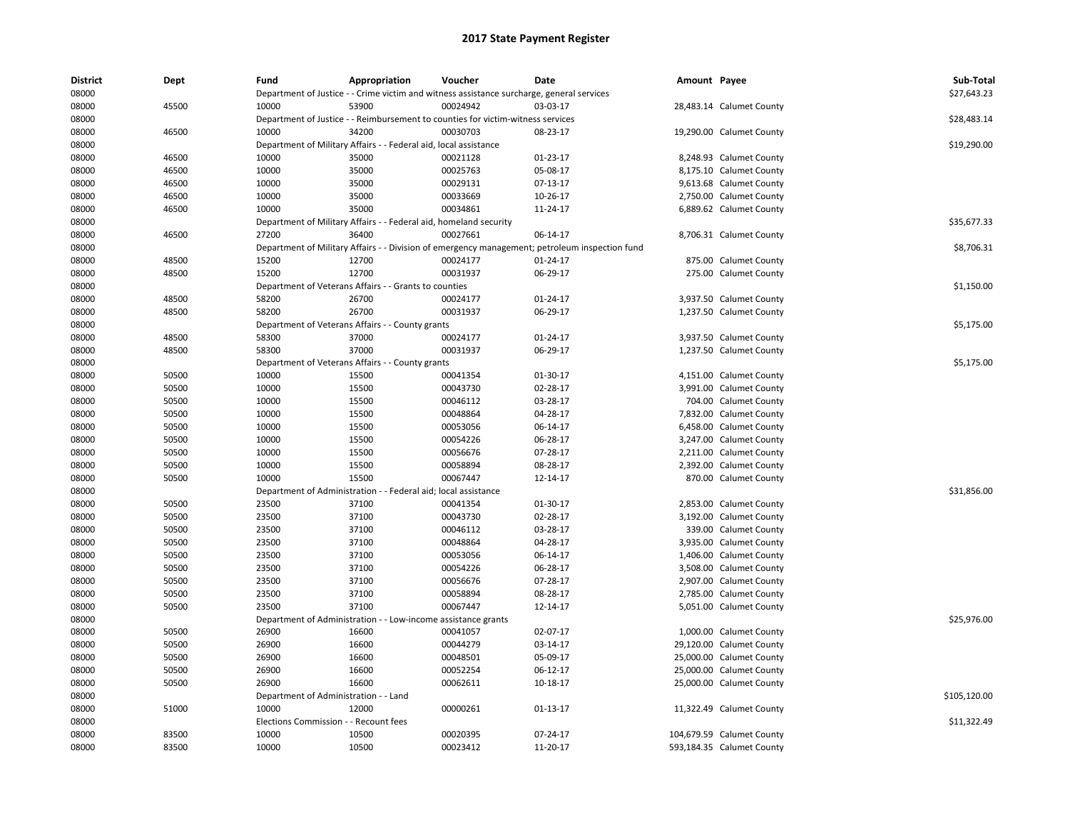# 2017 State Payment Register

| District | Dept | Fund | Appropriation | Voucher | Date | Amount | Payee | Sub-Total |
|---|---|---|---|---|---|---|---|---|
| 08000 | | Department of Justice - - Crime victim and witness assistance surcharge, general services | | | | | | $27,643.23 |
| 08000 | 45500 | 10000 | 53900 | 00024942 | 03-03-17 | 28,483.14 | Calumet County | |
| 08000 | | Department of Justice - - Reimbursement to counties for victim-witness services | | | | | | $28,483.14 |
| 08000 | 46500 | 10000 | 34200 | 00030703 | 08-23-17 | 19,290.00 | Calumet County | |
| 08000 | | Department of Military Affairs - - Federal aid, local assistance | | | | | | $19,290.00 |
| 08000 | 46500 | 10000 | 35000 | 00021128 | 01-23-17 | 8,248.93 | Calumet County | |
| 08000 | 46500 | 10000 | 35000 | 00025763 | 05-08-17 | 8,175.10 | Calumet County | |
| 08000 | 46500 | 10000 | 35000 | 00029131 | 07-13-17 | 9,613.68 | Calumet County | |
| 08000 | 46500 | 10000 | 35000 | 00033669 | 10-26-17 | 2,750.00 | Calumet County | |
| 08000 | 46500 | 10000 | 35000 | 00034861 | 11-24-17 | 6,889.62 | Calumet County | |
| 08000 | | Department of Military Affairs - - Federal aid, homeland security | | | | | | $35,677.33 |
| 08000 | 46500 | 27200 | 36400 | 00027661 | 06-14-17 | 8,706.31 | Calumet County | |
| 08000 | | Department of Military Affairs - - Division of emergency management; petroleum inspection fund | | | | | | $8,706.31 |
| 08000 | 48500 | 15200 | 12700 | 00024177 | 01-24-17 | 875.00 | Calumet County | |
| 08000 | 48500 | 15200 | 12700 | 00031937 | 06-29-17 | 275.00 | Calumet County | |
| 08000 | | Department of Veterans Affairs - - Grants to counties | | | | | | $1,150.00 |
| 08000 | 48500 | 58200 | 26700 | 00024177 | 01-24-17 | 3,937.50 | Calumet County | |
| 08000 | 48500 | 58200 | 26700 | 00031937 | 06-29-17 | 1,237.50 | Calumet County | |
| 08000 | | Department of Veterans Affairs - - County grants | | | | | | $5,175.00 |
| 08000 | 48500 | 58300 | 37000 | 00024177 | 01-24-17 | 3,937.50 | Calumet County | |
| 08000 | 48500 | 58300 | 37000 | 00031937 | 06-29-17 | 1,237.50 | Calumet County | |
| 08000 | | Department of Veterans Affairs - - County grants | | | | | | $5,175.00 |
| 08000 | 50500 | 10000 | 15500 | 00041354 | 01-30-17 | 4,151.00 | Calumet County | |
| 08000 | 50500 | 10000 | 15500 | 00043730 | 02-28-17 | 3,991.00 | Calumet County | |
| 08000 | 50500 | 10000 | 15500 | 00046112 | 03-28-17 | 704.00 | Calumet County | |
| 08000 | 50500 | 10000 | 15500 | 00048864 | 04-28-17 | 7,832.00 | Calumet County | |
| 08000 | 50500 | 10000 | 15500 | 00053056 | 06-14-17 | 6,458.00 | Calumet County | |
| 08000 | 50500 | 10000 | 15500 | 00054226 | 06-28-17 | 3,247.00 | Calumet County | |
| 08000 | 50500 | 10000 | 15500 | 00056676 | 07-28-17 | 2,211.00 | Calumet County | |
| 08000 | 50500 | 10000 | 15500 | 00058894 | 08-28-17 | 2,392.00 | Calumet County | |
| 08000 | 50500 | 10000 | 15500 | 00067447 | 12-14-17 | 870.00 | Calumet County | |
| 08000 | | Department of Administration - - Federal aid; local assistance | | | | | | $31,856.00 |
| 08000 | 50500 | 23500 | 37100 | 00041354 | 01-30-17 | 2,853.00 | Calumet County | |
| 08000 | 50500 | 23500 | 37100 | 00043730 | 02-28-17 | 3,192.00 | Calumet County | |
| 08000 | 50500 | 23500 | 37100 | 00046112 | 03-28-17 | 339.00 | Calumet County | |
| 08000 | 50500 | 23500 | 37100 | 00048864 | 04-28-17 | 3,935.00 | Calumet County | |
| 08000 | 50500 | 23500 | 37100 | 00053056 | 06-14-17 | 1,406.00 | Calumet County | |
| 08000 | 50500 | 23500 | 37100 | 00054226 | 06-28-17 | 3,508.00 | Calumet County | |
| 08000 | 50500 | 23500 | 37100 | 00056676 | 07-28-17 | 2,907.00 | Calumet County | |
| 08000 | 50500 | 23500 | 37100 | 00058894 | 08-28-17 | 2,785.00 | Calumet County | |
| 08000 | 50500 | 23500 | 37100 | 00067447 | 12-14-17 | 5,051.00 | Calumet County | |
| 08000 | | Department of Administration - - Low-income assistance grants | | | | | | $25,976.00 |
| 08000 | 50500 | 26900 | 16600 | 00041057 | 02-07-17 | 1,000.00 | Calumet County | |
| 08000 | 50500 | 26900 | 16600 | 00044279 | 03-14-17 | 29,120.00 | Calumet County | |
| 08000 | 50500 | 26900 | 16600 | 00048501 | 05-09-17 | 25,000.00 | Calumet County | |
| 08000 | 50500 | 26900 | 16600 | 00052254 | 06-12-17 | 25,000.00 | Calumet County | |
| 08000 | 50500 | 26900 | 16600 | 00062611 | 10-18-17 | 25,000.00 | Calumet County | |
| 08000 | | Department of Administration - - Land | | | | | | $105,120.00 |
| 08000 | 51000 | 10000 | 12000 | 00000261 | 01-13-17 | 11,322.49 | Calumet County | |
| 08000 | | Elections Commission - - Recount fees | | | | | | $11,322.49 |
| 08000 | 83500 | 10000 | 10500 | 00020395 | 07-24-17 | 104,679.59 | Calumet County | |
| 08000 | 83500 | 10000 | 10500 | 00023412 | 11-20-17 | 593,184.35 | Calumet County | |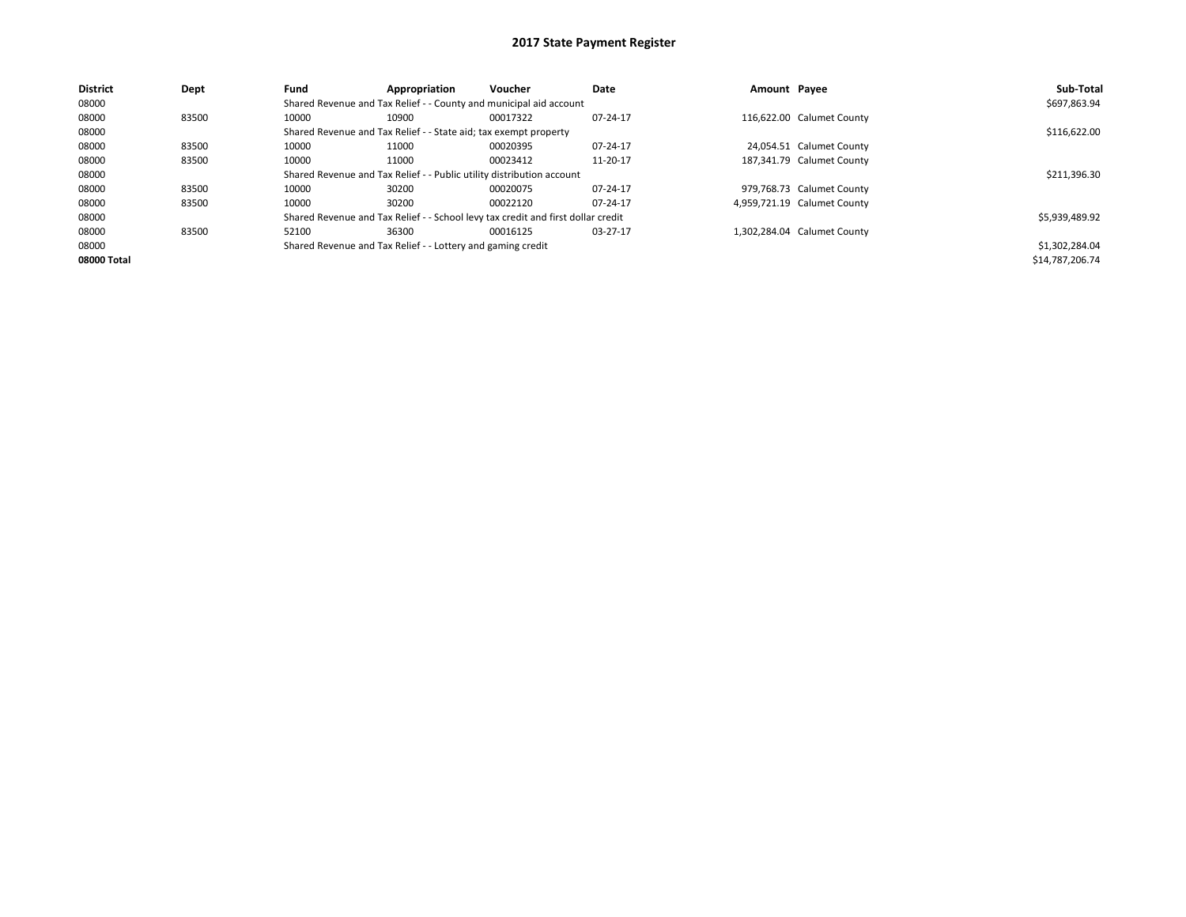# 2017 State Payment Register

| District | Dept | Fund | Appropriation | Voucher | Date | Amount | Payee | Sub-Total |
|---|---|---|---|---|---|---|---|---|
| 08000 | | Shared Revenue and Tax Relief - - County and municipal aid account | | | | | | $697,863.94 |
| 08000 | 83500 | 10000 | 10900 | 00017322 | 07-24-17 | 116,622.00 | Calumet County | |
| 08000 | | Shared Revenue and Tax Relief - - State aid; tax exempt property | | | | | | $116,622.00 |
| 08000 | 83500 | 10000 | 11000 | 00020395 | 07-24-17 | 24,054.51 | Calumet County | |
| 08000 | 83500 | 10000 | 11000 | 00023412 | 11-20-17 | 187,341.79 | Calumet County | |
| 08000 | | Shared Revenue and Tax Relief - - Public utility distribution account | | | | | | $211,396.30 |
| 08000 | 83500 | 10000 | 30200 | 00020075 | 07-24-17 | 979,768.73 | Calumet County | |
| 08000 | 83500 | 10000 | 30200 | 00022120 | 07-24-17 | 4,959,721.19 | Calumet County | |
| 08000 | | Shared Revenue and Tax Relief - - School levy tax credit and first dollar credit | | | | | | $5,939,489.92 |
| 08000 | 83500 | 52100 | 36300 | 00016125 | 03-27-17 | 1,302,284.04 | Calumet County | |
| 08000 | | Shared Revenue and Tax Relief - - Lottery and gaming credit | | | | | | $1,302,284.04 |
| **08000 Total** | | | | | | | | $14,787,206.74 |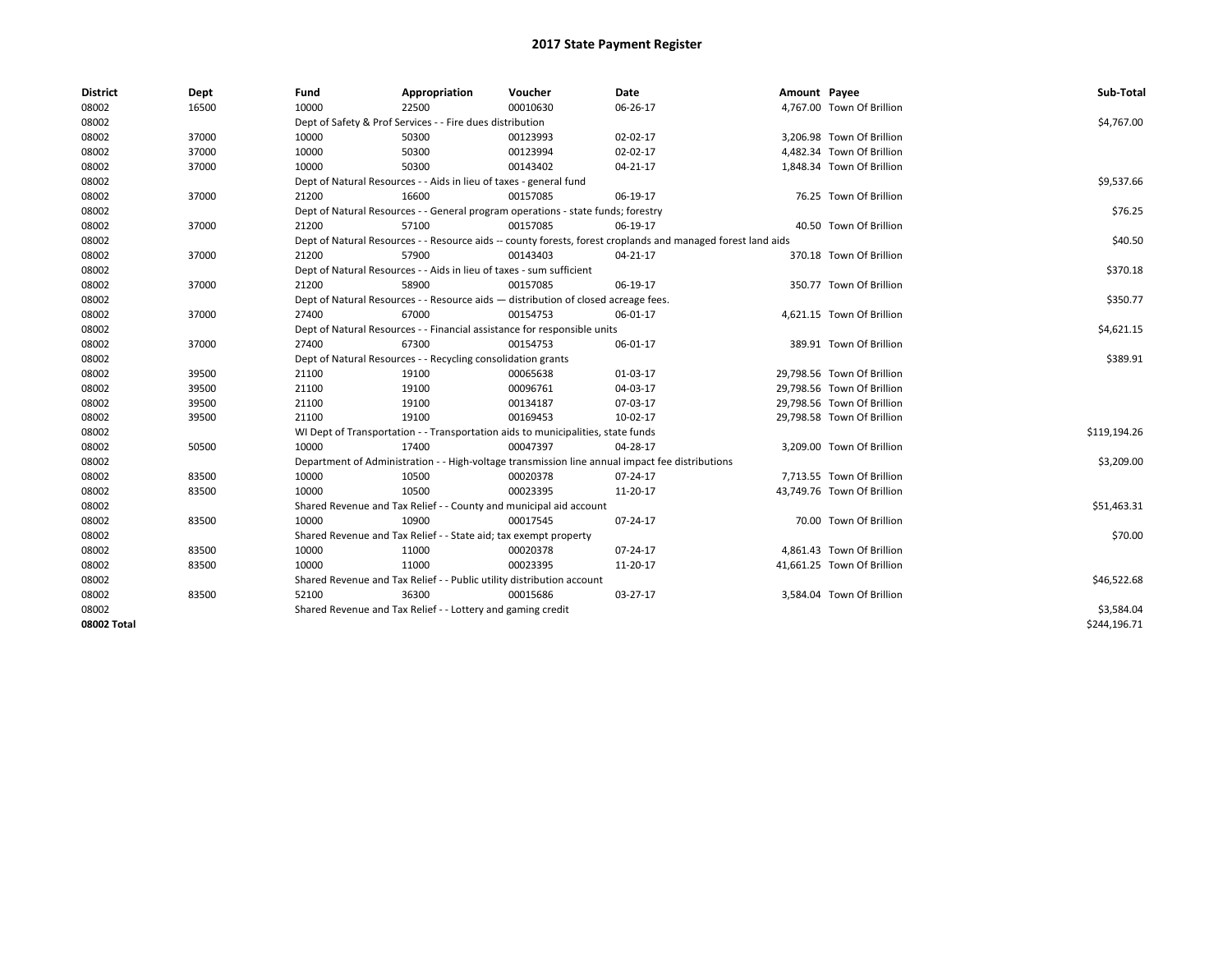# 2017 State Payment Register

| District | Dept | Fund | Appropriation | Voucher | Date | Amount | Payee | Sub-Total |
|---|---|---|---|---|---|---|---|---|
| 08002 | 16500 | 10000 | 22500 | 00010630 | 06-26-17 | 4,767.00 | Town Of Brillion | |
| 08002 | | Dept of Safety & Prof Services - - Fire dues distribution | | | | | | $4,767.00 |
| 08002 | 37000 | 10000 | 50300 | 00123993 | 02-02-17 | 3,206.98 | Town Of Brillion | |
| 08002 | 37000 | 10000 | 50300 | 00123994 | 02-02-17 | 4,482.34 | Town Of Brillion | |
| 08002 | 37000 | 10000 | 50300 | 00143402 | 04-21-17 | 1,848.34 | Town Of Brillion | |
| 08002 | | Dept of Natural Resources - - Aids in lieu of taxes - general fund | | | | | | $9,537.66 |
| 08002 | 37000 | 21200 | 16600 | 00157085 | 06-19-17 | 76.25 | Town Of Brillion | |
| 08002 | | Dept of Natural Resources - - General program operations - state funds; forestry | | | | | | $76.25 |
| 08002 | 37000 | 21200 | 57100 | 00157085 | 06-19-17 | 40.50 | Town Of Brillion | |
| 08002 | | Dept of Natural Resources - - Resource aids -- county forests, forest croplands and managed forest land aids | | | | | | $40.50 |
| 08002 | 37000 | 21200 | 57900 | 00143403 | 04-21-17 | 370.18 | Town Of Brillion | |
| 08002 | | Dept of Natural Resources - - Aids in lieu of taxes - sum sufficient | | | | | | $370.18 |
| 08002 | 37000 | 21200 | 58900 | 00157085 | 06-19-17 | 350.77 | Town Of Brillion | |
| 08002 | | Dept of Natural Resources - - Resource aids — distribution of closed acreage fees. | | | | | | $350.77 |
| 08002 | 37000 | 27400 | 67000 | 00154753 | 06-01-17 | 4,621.15 | Town Of Brillion | |
| 08002 | | Dept of Natural Resources - - Financial assistance for responsible units | | | | | | $4,621.15 |
| 08002 | 37000 | 27400 | 67300 | 00154753 | 06-01-17 | 389.91 | Town Of Brillion | |
| 08002 | | Dept of Natural Resources - - Recycling consolidation grants | | | | | | $389.91 |
| 08002 | 39500 | 21100 | 19100 | 00065638 | 01-03-17 | 29,798.56 | Town Of Brillion | |
| 08002 | 39500 | 21100 | 19100 | 00096761 | 04-03-17 | 29,798.56 | Town Of Brillion | |
| 08002 | 39500 | 21100 | 19100 | 00134187 | 07-03-17 | 29,798.56 | Town Of Brillion | |
| 08002 | 39500 | 21100 | 19100 | 00169453 | 10-02-17 | 29,798.58 | Town Of Brillion | |
| 08002 | | WI Dept of Transportation - - Transportation aids to municipalities, state funds | | | | | | $119,194.26 |
| 08002 | 50500 | 10000 | 17400 | 00047397 | 04-28-17 | 3,209.00 | Town Of Brillion | |
| 08002 | | Department of Administration - - High-voltage transmission line annual impact fee distributions | | | | | | $3,209.00 |
| 08002 | 83500 | 10000 | 10500 | 00020378 | 07-24-17 | 7,713.55 | Town Of Brillion | |
| 08002 | 83500 | 10000 | 10500 | 00023395 | 11-20-17 | 43,749.76 | Town Of Brillion | |
| 08002 | | Shared Revenue and Tax Relief - - County and municipal aid account | | | | | | $51,463.31 |
| 08002 | 83500 | 10000 | 10900 | 00017545 | 07-24-17 | 70.00 | Town Of Brillion | |
| 08002 | | Shared Revenue and Tax Relief - - State aid; tax exempt property | | | | | | $70.00 |
| 08002 | 83500 | 10000 | 11000 | 00020378 | 07-24-17 | 4,861.43 | Town Of Brillion | |
| 08002 | 83500 | 10000 | 11000 | 00023395 | 11-20-17 | 41,661.25 | Town Of Brillion | |
| 08002 | | Shared Revenue and Tax Relief - - Public utility distribution account | | | | | | $46,522.68 |
| 08002 | 83500 | 52100 | 36300 | 00015686 | 03-27-17 | 3,584.04 | Town Of Brillion | |
| 08002 | | Shared Revenue and Tax Relief - - Lottery and gaming credit | | | | | | $3,584.04 |
| 08002 Total | | | | | | | | $244,196.71 |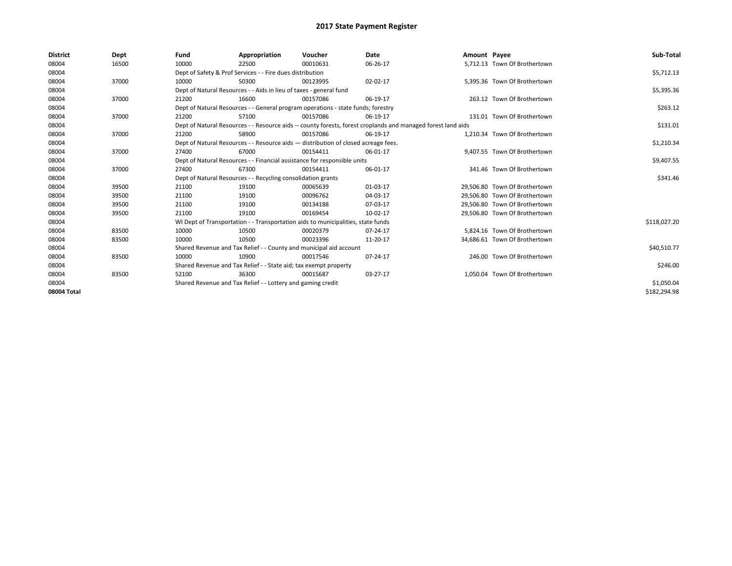# 2017 State Payment Register

| District | Dept | Fund | Appropriation | Voucher | Date | Amount | Payee | Sub-Total |
|---|---|---|---|---|---|---|---|---|
| 08004 | 16500 | 10000 | 22500 | 00010631 | 06-26-17 | 5,712.13 | Town Of Brothertown | |
| 08004 | | Dept of Safety & Prof Services - - Fire dues distribution | | | | | | $5,712.13 |
| 08004 | 37000 | 10000 | 50300 | 00123995 | 02-02-17 | 5,395.36 | Town Of Brothertown | |
| 08004 | | Dept of Natural Resources - - Aids in lieu of taxes - general fund | | | | | | $5,395.36 |
| 08004 | 37000 | 21200 | 16600 | 00157086 | 06-19-17 | 263.12 | Town Of Brothertown | |
| 08004 | | Dept of Natural Resources - - General program operations - state funds; forestry | | | | | | $263.12 |
| 08004 | 37000 | 21200 | 57100 | 00157086 | 06-19-17 | 131.01 | Town Of Brothertown | |
| 08004 | | Dept of Natural Resources - - Resource aids -- county forests, forest croplands and managed forest land aids | | | | | | $131.01 |
| 08004 | 37000 | 21200 | 58900 | 00157086 | 06-19-17 | 1,210.34 | Town Of Brothertown | |
| 08004 | | Dept of Natural Resources - - Resource aids — distribution of closed acreage fees. | | | | | | $1,210.34 |
| 08004 | 37000 | 27400 | 67000 | 00154411 | 06-01-17 | 9,407.55 | Town Of Brothertown | |
| 08004 | | Dept of Natural Resources - - Financial assistance for responsible units | | | | | | $9,407.55 |
| 08004 | 37000 | 27400 | 67300 | 00154411 | 06-01-17 | 341.46 | Town Of Brothertown | |
| 08004 | | Dept of Natural Resources - - Recycling consolidation grants | | | | | | $341.46 |
| 08004 | 39500 | 21100 | 19100 | 00065639 | 01-03-17 | 29,506.80 | Town Of Brothertown | |
| 08004 | 39500 | 21100 | 19100 | 00096762 | 04-03-17 | 29,506.80 | Town Of Brothertown | |
| 08004 | 39500 | 21100 | 19100 | 00134188 | 07-03-17 | 29,506.80 | Town Of Brothertown | |
| 08004 | 39500 | 21100 | 19100 | 00169454 | 10-02-17 | 29,506.80 | Town Of Brothertown | |
| 08004 | | WI Dept of Transportation - - Transportation aids to municipalities, state funds | | | | | | $118,027.20 |
| 08004 | 83500 | 10000 | 10500 | 00020379 | 07-24-17 | 5,824.16 | Town Of Brothertown | |
| 08004 | 83500 | 10000 | 10500 | 00023396 | 11-20-17 | 34,686.61 | Town Of Brothertown | |
| 08004 | | Shared Revenue and Tax Relief - - County and municipal aid account | | | | | | $40,510.77 |
| 08004 | 83500 | 10000 | 10900 | 00017546 | 07-24-17 | 246.00 | Town Of Brothertown | |
| 08004 | | Shared Revenue and Tax Relief - - State aid; tax exempt property | | | | | | $246.00 |
| 08004 | 83500 | 52100 | 36300 | 00015687 | 03-27-17 | 1,050.04 | Town Of Brothertown | |
| 08004 | | Shared Revenue and Tax Relief - - Lottery and gaming credit | | | | | | $1,050.04 |
| 08004 Total | | | | | | | | $182,294.98 |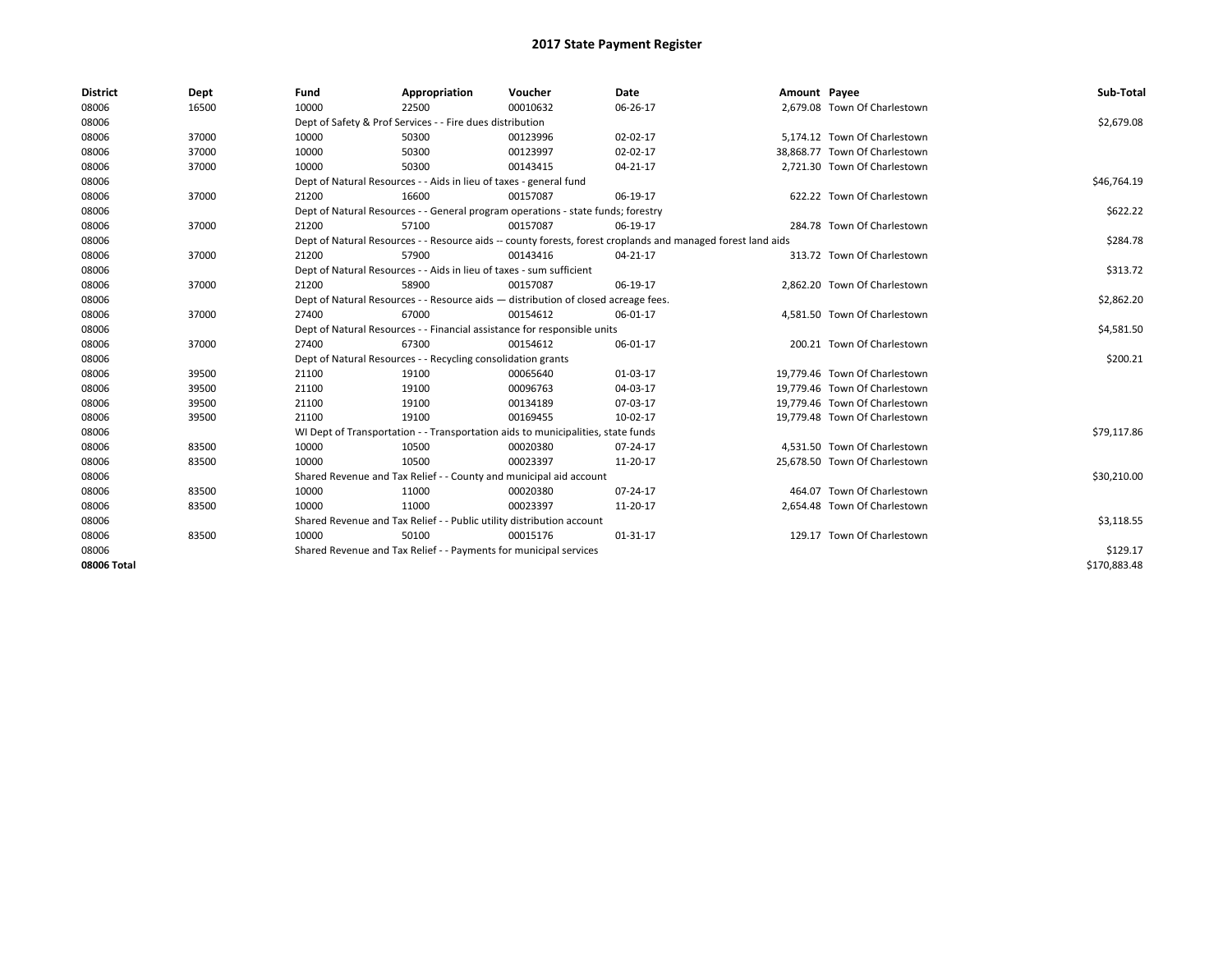# 2017 State Payment Register

| District | Dept | Fund | Appropriation | Voucher | Date | Amount | Payee | Sub-Total |
|---|---|---|---|---|---|---|---|---|
| 08006 | 16500 | 10000 | 22500 | 00010632 | 06-26-17 | 2,679.08 | Town Of Charlestown | |
| 08006 | | Dept of Safety & Prof Services - - Fire dues distribution | | | | | | $2,679.08 |
| 08006 | 37000 | 10000 | 50300 | 00123996 | 02-02-17 | 5,174.12 | Town Of Charlestown | |
| 08006 | 37000 | 10000 | 50300 | 00123997 | 02-02-17 | 38,868.77 | Town Of Charlestown | |
| 08006 | 37000 | 10000 | 50300 | 00143415 | 04-21-17 | 2,721.30 | Town Of Charlestown | |
| 08006 | | Dept of Natural Resources - - Aids in lieu of taxes - general fund | | | | | | $46,764.19 |
| 08006 | 37000 | 21200 | 16600 | 00157087 | 06-19-17 | 622.22 | Town Of Charlestown | |
| 08006 | | Dept of Natural Resources - - General program operations - state funds; forestry | | | | | | $622.22 |
| 08006 | 37000 | 21200 | 57100 | 00157087 | 06-19-17 | 284.78 | Town Of Charlestown | |
| 08006 | | Dept of Natural Resources - - Resource aids -- county forests, forest croplands and managed forest land aids | | | | | | $284.78 |
| 08006 | 37000 | 21200 | 57900 | 00143416 | 04-21-17 | 313.72 | Town Of Charlestown | |
| 08006 | | Dept of Natural Resources - - Aids in lieu of taxes - sum sufficient | | | | | | $313.72 |
| 08006 | 37000 | 21200 | 58900 | 00157087 | 06-19-17 | 2,862.20 | Town Of Charlestown | |
| 08006 | | Dept of Natural Resources - - Resource aids — distribution of closed acreage fees. | | | | | | $2,862.20 |
| 08006 | 37000 | 27400 | 67000 | 00154612 | 06-01-17 | 4,581.50 | Town Of Charlestown | |
| 08006 | | Dept of Natural Resources - - Financial assistance for responsible units | | | | | | $4,581.50 |
| 08006 | 37000 | 27400 | 67300 | 00154612 | 06-01-17 | 200.21 | Town Of Charlestown | |
| 08006 | | Dept of Natural Resources - - Recycling consolidation grants | | | | | | $200.21 |
| 08006 | 39500 | 21100 | 19100 | 00065640 | 01-03-17 | 19,779.46 | Town Of Charlestown | |
| 08006 | 39500 | 21100 | 19100 | 00096763 | 04-03-17 | 19,779.46 | Town Of Charlestown | |
| 08006 | 39500 | 21100 | 19100 | 00134189 | 07-03-17 | 19,779.46 | Town Of Charlestown | |
| 08006 | 39500 | 21100 | 19100 | 00169455 | 10-02-17 | 19,779.48 | Town Of Charlestown | |
| 08006 | | WI Dept of Transportation - - Transportation aids to municipalities, state funds | | | | | | $79,117.86 |
| 08006 | 83500 | 10000 | 10500 | 00020380 | 07-24-17 | 4,531.50 | Town Of Charlestown | |
| 08006 | 83500 | 10000 | 10500 | 00023397 | 11-20-17 | 25,678.50 | Town Of Charlestown | |
| 08006 | | Shared Revenue and Tax Relief - - County and municipal aid account | | | | | | $30,210.00 |
| 08006 | 83500 | 10000 | 11000 | 00020380 | 07-24-17 | 464.07 | Town Of Charlestown | |
| 08006 | 83500 | 10000 | 11000 | 00023397 | 11-20-17 | 2,654.48 | Town Of Charlestown | |
| 08006 | | Shared Revenue and Tax Relief - - Public utility distribution account | | | | | | $3,118.55 |
| 08006 | 83500 | 10000 | 50100 | 00015176 | 01-31-17 | 129.17 | Town Of Charlestown | |
| 08006 | | Shared Revenue and Tax Relief - - Payments for municipal services | | | | | | $129.17 |
| 08006 Total | | | | | | | | $170,883.48 |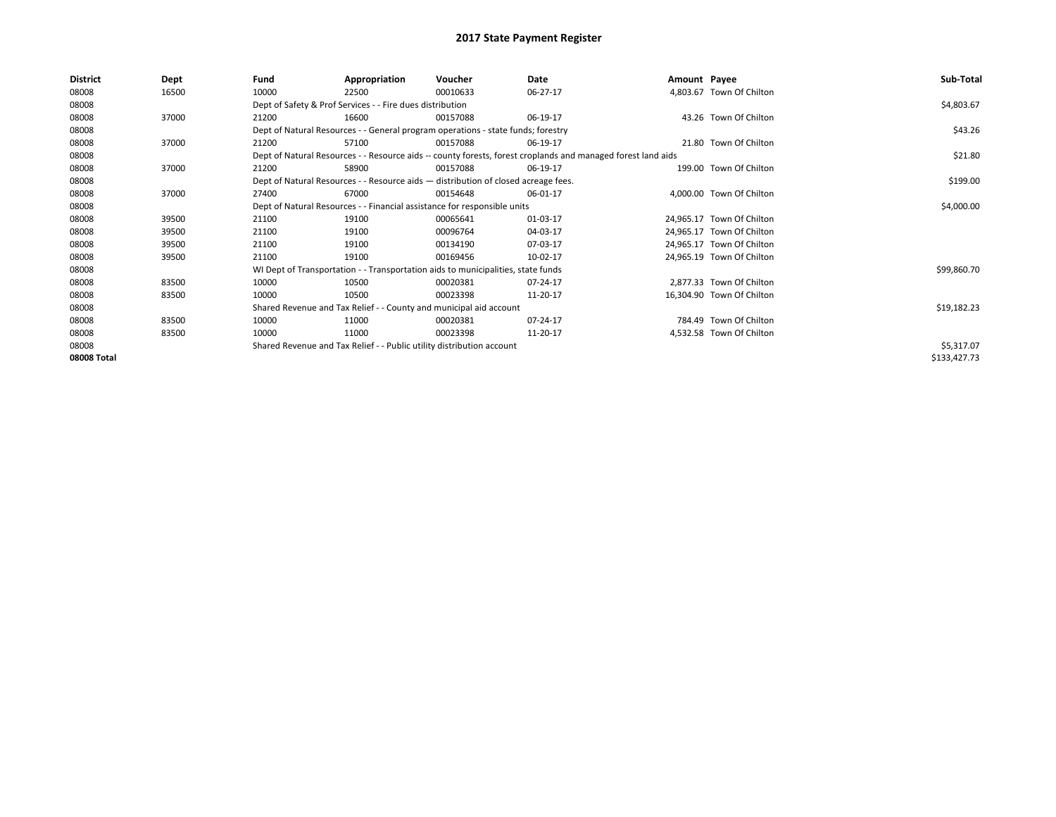# 2017 State Payment Register

| District | Dept | Fund | Appropriation | Voucher | Date | Amount | Payee | Sub-Total |
|---|---|---|---|---|---|---|---|---|
| 08008 | 16500 | 10000 | 22500 | 00010633 | 06-27-17 | 4,803.67 | Town Of Chilton | |
| 08008 | | Dept of Safety & Prof Services - - Fire dues distribution | | | | | | $4,803.67 |
| 08008 | 37000 | 21200 | 16600 | 00157088 | 06-19-17 | 43.26 | Town Of Chilton | |
| 08008 | | Dept of Natural Resources - - General program operations - state funds; forestry | | | | | | $43.26 |
| 08008 | 37000 | 21200 | 57100 | 00157088 | 06-19-17 | 21.80 | Town Of Chilton | |
| 08008 | | Dept of Natural Resources - - Resource aids -- county forests, forest croplands and managed forest land aids | | | | | | $21.80 |
| 08008 | 37000 | 21200 | 58900 | 00157088 | 06-19-17 | 199.00 | Town Of Chilton | |
| 08008 | | Dept of Natural Resources - - Resource aids — distribution of closed acreage fees. | | | | | | $199.00 |
| 08008 | 37000 | 27400 | 67000 | 00154648 | 06-01-17 | 4,000.00 | Town Of Chilton | |
| 08008 | | Dept of Natural Resources - - Financial assistance for responsible units | | | | | | $4,000.00 |
| 08008 | 39500 | 21100 | 19100 | 00065641 | 01-03-17 | 24,965.17 | Town Of Chilton | |
| 08008 | 39500 | 21100 | 19100 | 00096764 | 04-03-17 | 24,965.17 | Town Of Chilton | |
| 08008 | 39500 | 21100 | 19100 | 00134190 | 07-03-17 | 24,965.17 | Town Of Chilton | |
| 08008 | 39500 | 21100 | 19100 | 00169456 | 10-02-17 | 24,965.19 | Town Of Chilton | |
| 08008 | | WI Dept of Transportation - - Transportation aids to municipalities, state funds | | | | | | $99,860.70 |
| 08008 | 83500 | 10000 | 10500 | 00020381 | 07-24-17 | 2,877.33 | Town Of Chilton | |
| 08008 | 83500 | 10000 | 10500 | 00023398 | 11-20-17 | 16,304.90 | Town Of Chilton | |
| 08008 | | Shared Revenue and Tax Relief - - County and municipal aid account | | | | | | $19,182.23 |
| 08008 | 83500 | 10000 | 11000 | 00020381 | 07-24-17 | 784.49 | Town Of Chilton | |
| 08008 | 83500 | 10000 | 11000 | 00023398 | 11-20-17 | 4,532.58 | Town Of Chilton | |
| 08008 | | Shared Revenue and Tax Relief - - Public utility distribution account | | | | | | $5,317.07 |
| **08008 Total** | | | | | | | | $133,427.73 |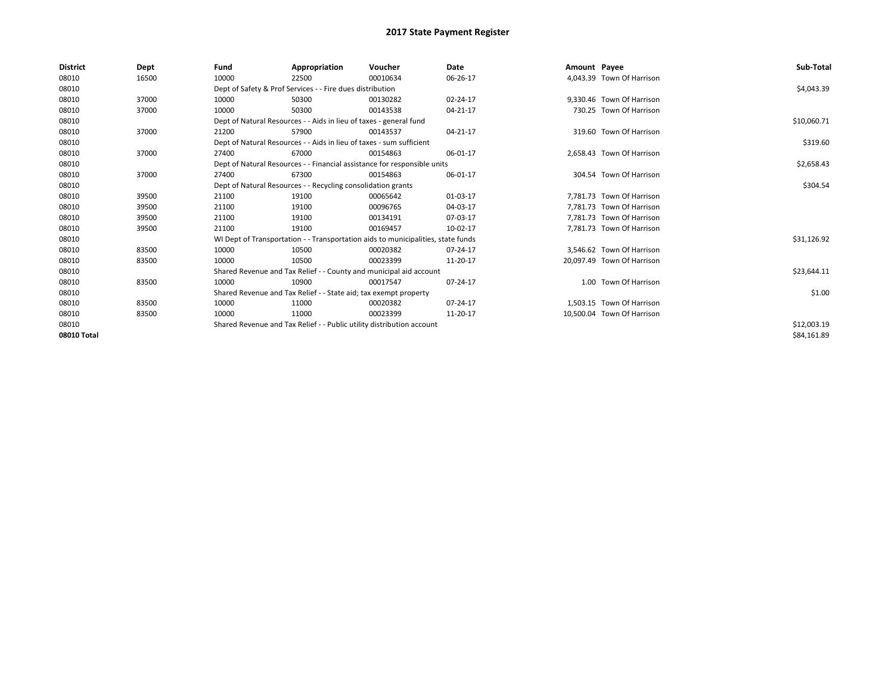# 2017 State Payment Register

| District | Dept | Fund | Appropriation | Voucher | Date | Amount | Payee | Sub-Total |
|---|---|---|---|---|---|---|---|---|
| 08010 | 16500 | 10000 | 22500 | 00010634 | 06-26-17 | 4,043.39 | Town Of Harrison | |
| 08010 | | Dept of Safety & Prof Services - - Fire dues distribution | | | | | | $4,043.39 |
| 08010 | 37000 | 10000 | 50300 | 00130282 | 02-24-17 | 9,330.46 | Town Of Harrison | |
| 08010 | 37000 | 10000 | 50300 | 00143538 | 04-21-17 | 730.25 | Town Of Harrison | |
| 08010 | | Dept of Natural Resources - - Aids in lieu of taxes - general fund | | | | | | $10,060.71 |
| 08010 | 37000 | 21200 | 57900 | 00143537 | 04-21-17 | 319.60 | Town Of Harrison | |
| 08010 | | Dept of Natural Resources - - Aids in lieu of taxes - sum sufficient | | | | | | $319.60 |
| 08010 | 37000 | 27400 | 67000 | 00154863 | 06-01-17 | 2,658.43 | Town Of Harrison | |
| 08010 | | Dept of Natural Resources - - Financial assistance for responsible units | | | | | | $2,658.43 |
| 08010 | 37000 | 27400 | 67300 | 00154863 | 06-01-17 | 304.54 | Town Of Harrison | |
| 08010 | | Dept of Natural Resources - - Recycling consolidation grants | | | | | | $304.54 |
| 08010 | 39500 | 21100 | 19100 | 00065642 | 01-03-17 | 7,781.73 | Town Of Harrison | |
| 08010 | 39500 | 21100 | 19100 | 00096765 | 04-03-17 | 7,781.73 | Town Of Harrison | |
| 08010 | 39500 | 21100 | 19100 | 00134191 | 07-03-17 | 7,781.73 | Town Of Harrison | |
| 08010 | 39500 | 21100 | 19100 | 00169457 | 10-02-17 | 7,781.73 | Town Of Harrison | |
| 08010 | | WI Dept of Transportation - - Transportation aids to municipalities, state funds | | | | | | $31,126.92 |
| 08010 | 83500 | 10000 | 10500 | 00020382 | 07-24-17 | 3,546.62 | Town Of Harrison | |
| 08010 | 83500 | 10000 | 10500 | 00023399 | 11-20-17 | 20,097.49 | Town Of Harrison | |
| 08010 | | Shared Revenue and Tax Relief - - County and municipal aid account | | | | | | $23,644.11 |
| 08010 | 83500 | 10000 | 10900 | 00017547 | 07-24-17 | 1.00 | Town Of Harrison | |
| 08010 | | Shared Revenue and Tax Relief - - State aid; tax exempt property | | | | | | $1.00 |
| 08010 | 83500 | 10000 | 11000 | 00020382 | 07-24-17 | 1,503.15 | Town Of Harrison | |
| 08010 | 83500 | 10000 | 11000 | 00023399 | 11-20-17 | 10,500.04 | Town Of Harrison | |
| 08010 | | Shared Revenue and Tax Relief - - Public utility distribution account | | | | | | $12,003.19 |
| 08010 Total | | | | | | | | $84,161.89 |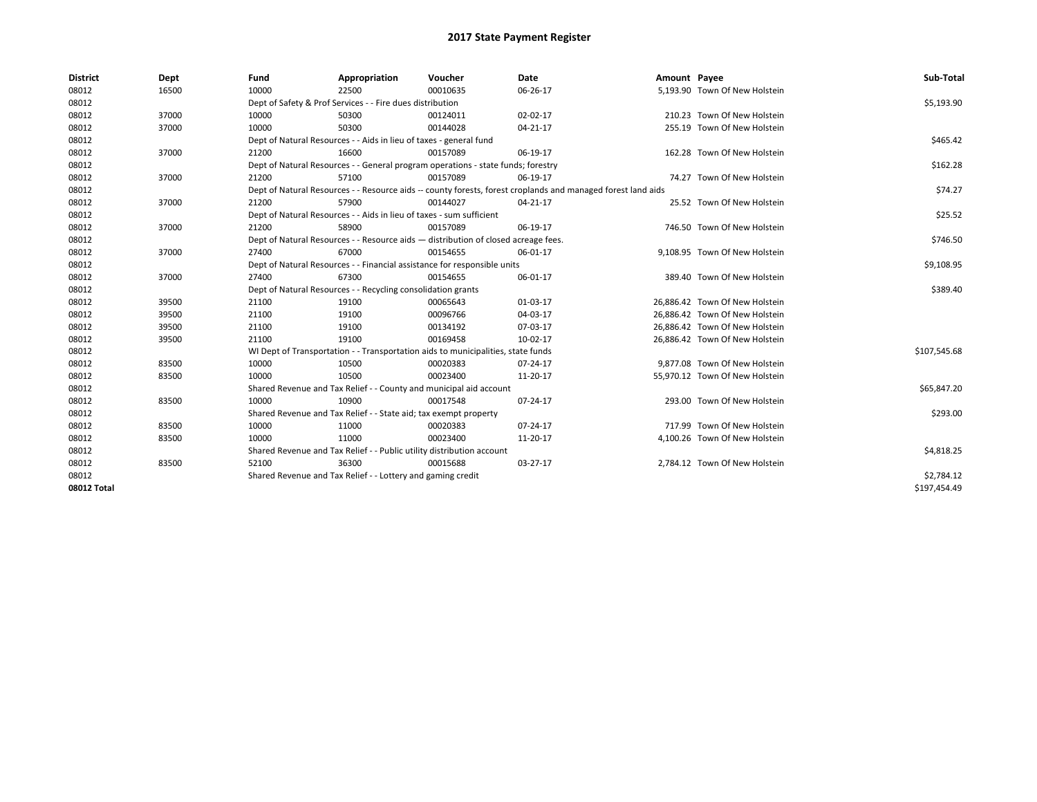# 2017 State Payment Register

| District | Dept | Fund | Appropriation | Voucher | Date | Amount | Payee | Sub-Total |
|---|---|---|---|---|---|---|---|---|
| 08012 | 16500 | 10000 | 22500 | 00010635 | 06-26-17 | 5,193.90 | Town Of New Holstein | |
| 08012 | | Dept of Safety & Prof Services - - Fire dues distribution | | | | | | $5,193.90 |
| 08012 | 37000 | 10000 | 50300 | 00124011 | 02-02-17 | 210.23 | Town Of New Holstein | |
| 08012 | 37000 | 10000 | 50300 | 00144028 | 04-21-17 | 255.19 | Town Of New Holstein | |
| 08012 | | Dept of Natural Resources - - Aids in lieu of taxes - general fund | | | | | | $465.42 |
| 08012 | 37000 | 21200 | 16600 | 00157089 | 06-19-17 | 162.28 | Town Of New Holstein | |
| 08012 | | Dept of Natural Resources - - General program operations - state funds; forestry | | | | | | $162.28 |
| 08012 | 37000 | 21200 | 57100 | 00157089 | 06-19-17 | 74.27 | Town Of New Holstein | |
| 08012 | | Dept of Natural Resources - - Resource aids -- county forests, forest croplands and managed forest land aids | | | | | | $74.27 |
| 08012 | 37000 | 21200 | 57900 | 00144027 | 04-21-17 | 25.52 | Town Of New Holstein | |
| 08012 | | Dept of Natural Resources - - Aids in lieu of taxes - sum sufficient | | | | | | $25.52 |
| 08012 | 37000 | 21200 | 58900 | 00157089 | 06-19-17 | 746.50 | Town Of New Holstein | |
| 08012 | | Dept of Natural Resources - - Resource aids — distribution of closed acreage fees. | | | | | | $746.50 |
| 08012 | 37000 | 27400 | 67000 | 00154655 | 06-01-17 | 9,108.95 | Town Of New Holstein | |
| 08012 | | Dept of Natural Resources - - Financial assistance for responsible units | | | | | | $9,108.95 |
| 08012 | 37000 | 27400 | 67300 | 00154655 | 06-01-17 | 389.40 | Town Of New Holstein | |
| 08012 | | Dept of Natural Resources - - Recycling consolidation grants | | | | | | $389.40 |
| 08012 | 39500 | 21100 | 19100 | 00065643 | 01-03-17 | 26,886.42 | Town Of New Holstein | |
| 08012 | 39500 | 21100 | 19100 | 00096766 | 04-03-17 | 26,886.42 | Town Of New Holstein | |
| 08012 | 39500 | 21100 | 19100 | 00134192 | 07-03-17 | 26,886.42 | Town Of New Holstein | |
| 08012 | 39500 | 21100 | 19100 | 00169458 | 10-02-17 | 26,886.42 | Town Of New Holstein | |
| 08012 | | WI Dept of Transportation - - Transportation aids to municipalities, state funds | | | | | | $107,545.68 |
| 08012 | 83500 | 10000 | 10500 | 00020383 | 07-24-17 | 9,877.08 | Town Of New Holstein | |
| 08012 | 83500 | 10000 | 10500 | 00023400 | 11-20-17 | 55,970.12 | Town Of New Holstein | |
| 08012 | | Shared Revenue and Tax Relief - - County and municipal aid account | | | | | | $65,847.20 |
| 08012 | 83500 | 10000 | 10900 | 00017548 | 07-24-17 | 293.00 | Town Of New Holstein | |
| 08012 | | Shared Revenue and Tax Relief - - State aid; tax exempt property | | | | | | $293.00 |
| 08012 | 83500 | 10000 | 11000 | 00020383 | 07-24-17 | 717.99 | Town Of New Holstein | |
| 08012 | 83500 | 10000 | 11000 | 00023400 | 11-20-17 | 4,100.26 | Town Of New Holstein | |
| 08012 | | Shared Revenue and Tax Relief - - Public utility distribution account | | | | | | $4,818.25 |
| 08012 | 83500 | 52100 | 36300 | 00015688 | 03-27-17 | 2,784.12 | Town Of New Holstein | |
| 08012 | | Shared Revenue and Tax Relief - - Lottery and gaming credit | | | | | | $2,784.12 |
| **08012 Total** | | | | | | | | $197,454.49 |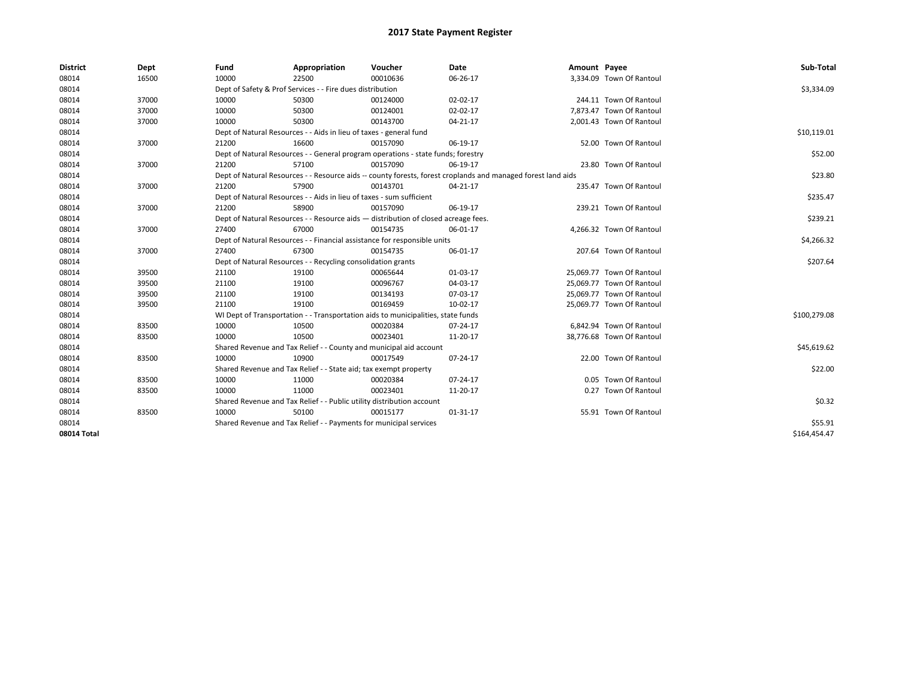# 2017 State Payment Register

| District | Dept | Fund | Appropriation | Voucher | Date | Amount | Payee | Sub-Total |
|---|---|---|---|---|---|---|---|---|
| 08014 | 16500 | 10000 | 22500 | 00010636 | 06-26-17 | 3,334.09 | Town Of Rantoul | |
| 08014 | | Dept of Safety & Prof Services - - Fire dues distribution | | | | | | $3,334.09 |
| 08014 | 37000 | 10000 | 50300 | 00124000 | 02-02-17 | 244.11 | Town Of Rantoul | |
| 08014 | 37000 | 10000 | 50300 | 00124001 | 02-02-17 | 7,873.47 | Town Of Rantoul | |
| 08014 | 37000 | 10000 | 50300 | 00143700 | 04-21-17 | 2,001.43 | Town Of Rantoul | |
| 08014 | | Dept of Natural Resources - - Aids in lieu of taxes - general fund | | | | | | $10,119.01 |
| 08014 | 37000 | 21200 | 16600 | 00157090 | 06-19-17 | 52.00 | Town Of Rantoul | |
| 08014 | | Dept of Natural Resources - - General program operations - state funds; forestry | | | | | | $52.00 |
| 08014 | 37000 | 21200 | 57100 | 00157090 | 06-19-17 | 23.80 | Town Of Rantoul | |
| 08014 | | Dept of Natural Resources - - Resource aids -- county forests, forest croplands and managed forest land aids | | | | | | $23.80 |
| 08014 | 37000 | 21200 | 57900 | 00143701 | 04-21-17 | 235.47 | Town Of Rantoul | |
| 08014 | | Dept of Natural Resources - - Aids in lieu of taxes - sum sufficient | | | | | | $235.47 |
| 08014 | 37000 | 21200 | 58900 | 00157090 | 06-19-17 | 239.21 | Town Of Rantoul | |
| 08014 | | Dept of Natural Resources - - Resource aids — distribution of closed acreage fees. | | | | | | $239.21 |
| 08014 | 37000 | 27400 | 67000 | 00154735 | 06-01-17 | 4,266.32 | Town Of Rantoul | |
| 08014 | | Dept of Natural Resources - - Financial assistance for responsible units | | | | | | $4,266.32 |
| 08014 | 37000 | 27400 | 67300 | 00154735 | 06-01-17 | 207.64 | Town Of Rantoul | |
| 08014 | | Dept of Natural Resources - - Recycling consolidation grants | | | | | | $207.64 |
| 08014 | 39500 | 21100 | 19100 | 00065644 | 01-03-17 | 25,069.77 | Town Of Rantoul | |
| 08014 | 39500 | 21100 | 19100 | 00096767 | 04-03-17 | 25,069.77 | Town Of Rantoul | |
| 08014 | 39500 | 21100 | 19100 | 00134193 | 07-03-17 | 25,069.77 | Town Of Rantoul | |
| 08014 | 39500 | 21100 | 19100 | 00169459 | 10-02-17 | 25,069.77 | Town Of Rantoul | |
| 08014 | | WI Dept of Transportation - - Transportation aids to municipalities, state funds | | | | | | $100,279.08 |
| 08014 | 83500 | 10000 | 10500 | 00020384 | 07-24-17 | 6,842.94 | Town Of Rantoul | |
| 08014 | 83500 | 10000 | 10500 | 00023401 | 11-20-17 | 38,776.68 | Town Of Rantoul | |
| 08014 | | Shared Revenue and Tax Relief - - County and municipal aid account | | | | | | $45,619.62 |
| 08014 | 83500 | 10000 | 10900 | 00017549 | 07-24-17 | 22.00 | Town Of Rantoul | |
| 08014 | | Shared Revenue and Tax Relief - - State aid; tax exempt property | | | | | | $22.00 |
| 08014 | 83500 | 10000 | 11000 | 00020384 | 07-24-17 | 0.05 | Town Of Rantoul | |
| 08014 | 83500 | 10000 | 11000 | 00023401 | 11-20-17 | 0.27 | Town Of Rantoul | |
| 08014 | | Shared Revenue and Tax Relief - - Public utility distribution account | | | | | | $0.32 |
| 08014 | 83500 | 10000 | 50100 | 00015177 | 01-31-17 | 55.91 | Town Of Rantoul | |
| 08014 | | Shared Revenue and Tax Relief - - Payments for municipal services | | | | | | $55.91 |
| **08014 Total** | | | | | | | | $164,454.47 |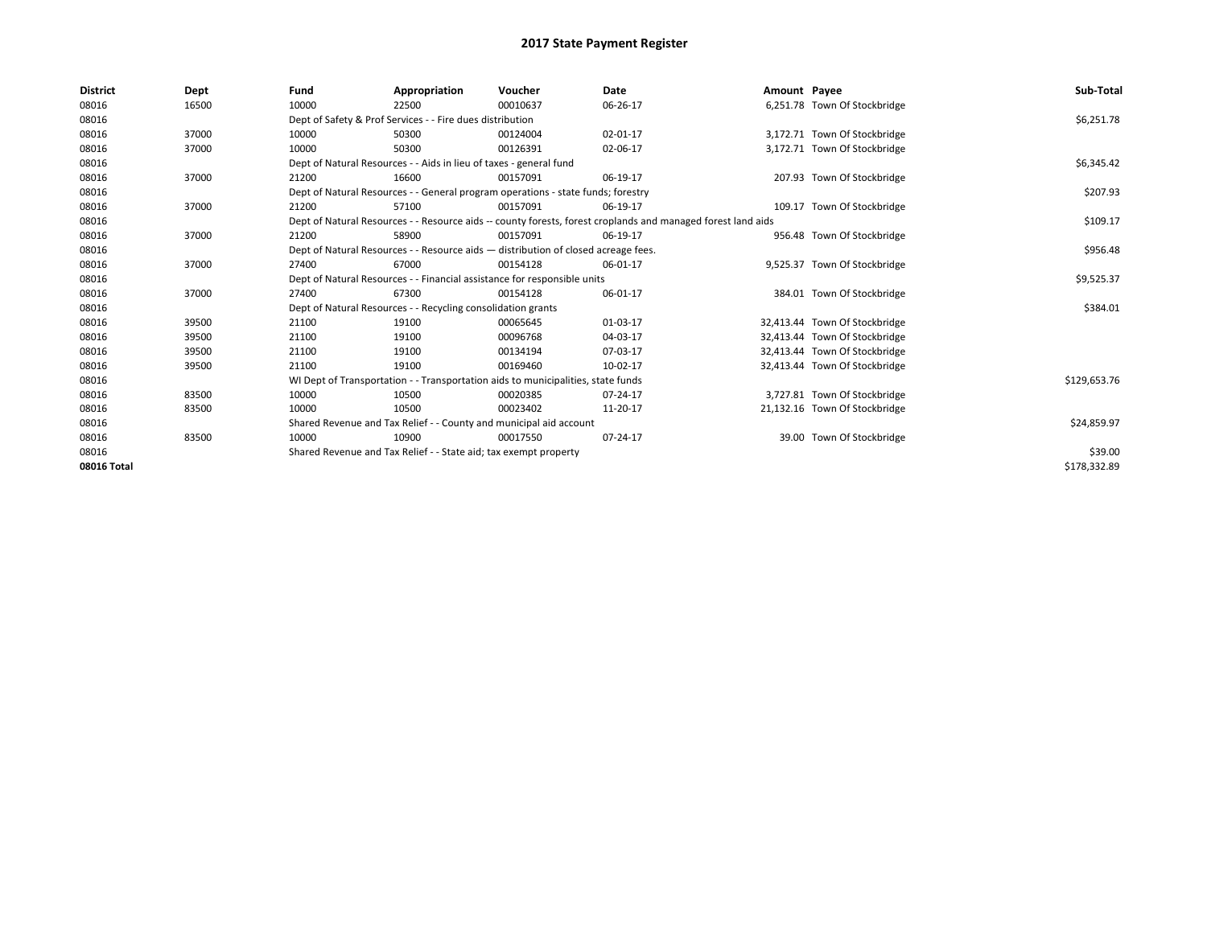# 2017 State Payment Register

| District | Dept | Fund | Appropriation | Voucher | Date | Amount | Payee | Sub-Total |
|---|---|---|---|---|---|---|---|---|
| 08016 | 16500 | 10000 | 22500 | 00010637 | 06-26-17 | 6,251.78 | Town Of Stockbridge | |
| 08016 | | Dept of Safety & Prof Services - - Fire dues distribution | | | | | | $6,251.78 |
| 08016 | 37000 | 10000 | 50300 | 00124004 | 02-01-17 | 3,172.71 | Town Of Stockbridge | |
| 08016 | 37000 | 10000 | 50300 | 00126391 | 02-06-17 | 3,172.71 | Town Of Stockbridge | |
| 08016 | | Dept of Natural Resources - - Aids in lieu of taxes - general fund | | | | | | $6,345.42 |
| 08016 | 37000 | 21200 | 16600 | 00157091 | 06-19-17 | 207.93 | Town Of Stockbridge | |
| 08016 | | Dept of Natural Resources - - General program operations - state funds; forestry | | | | | | $207.93 |
| 08016 | 37000 | 21200 | 57100 | 00157091 | 06-19-17 | 109.17 | Town Of Stockbridge | |
| 08016 | | Dept of Natural Resources - - Resource aids -- county forests, forest croplands and managed forest land aids | | | | | | $109.17 |
| 08016 | 37000 | 21200 | 58900 | 00157091 | 06-19-17 | 956.48 | Town Of Stockbridge | |
| 08016 | | Dept of Natural Resources - - Resource aids — distribution of closed acreage fees. | | | | | | $956.48 |
| 08016 | 37000 | 27400 | 67000 | 00154128 | 06-01-17 | 9,525.37 | Town Of Stockbridge | |
| 08016 | | Dept of Natural Resources - - Financial assistance for responsible units | | | | | | $9,525.37 |
| 08016 | 37000 | 27400 | 67300 | 00154128 | 06-01-17 | 384.01 | Town Of Stockbridge | |
| 08016 | | Dept of Natural Resources - - Recycling consolidation grants | | | | | | $384.01 |
| 08016 | 39500 | 21100 | 19100 | 00065645 | 01-03-17 | 32,413.44 | Town Of Stockbridge | |
| 08016 | 39500 | 21100 | 19100 | 00096768 | 04-03-17 | 32,413.44 | Town Of Stockbridge | |
| 08016 | 39500 | 21100 | 19100 | 00134194 | 07-03-17 | 32,413.44 | Town Of Stockbridge | |
| 08016 | 39500 | 21100 | 19100 | 00169460 | 10-02-17 | 32,413.44 | Town Of Stockbridge | |
| 08016 | | WI Dept of Transportation - - Transportation aids to municipalities, state funds | | | | | | $129,653.76 |
| 08016 | 83500 | 10000 | 10500 | 00020385 | 07-24-17 | 3,727.81 | Town Of Stockbridge | |
| 08016 | 83500 | 10000 | 10500 | 00023402 | 11-20-17 | 21,132.16 | Town Of Stockbridge | |
| 08016 | | Shared Revenue and Tax Relief - - County and municipal aid account | | | | | | $24,859.97 |
| 08016 | 83500 | 10000 | 10900 | 00017550 | 07-24-17 | 39.00 | Town Of Stockbridge | |
| 08016 | | Shared Revenue and Tax Relief - - State aid; tax exempt property | | | | | | $39.00 |
| 08016 Total | | | | | | | | $178,332.89 |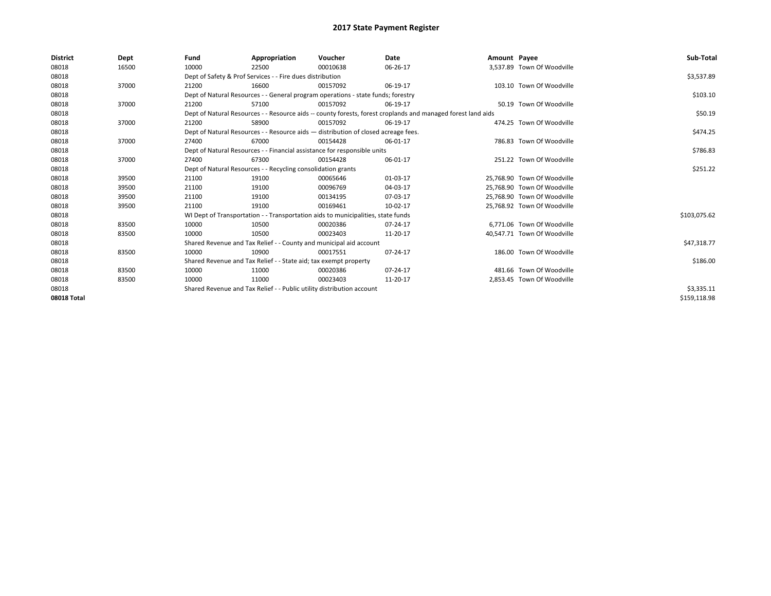# 2017 State Payment Register

| District | Dept | Fund | Appropriation | Voucher | Date | Amount | Payee | Sub-Total |
|---|---|---|---|---|---|---|---|---|
| 08018 | 16500 | 10000 | 22500 | 00010638 | 06-26-17 | 3,537.89 | Town Of Woodville | |
| 08018 | | Dept of Safety & Prof Services - - Fire dues distribution | | | | | | $3,537.89 |
| 08018 | 37000 | 21200 | 16600 | 00157092 | 06-19-17 | 103.10 | Town Of Woodville | |
| 08018 | | Dept of Natural Resources - - General program operations - state funds; forestry | | | | | | $103.10 |
| 08018 | 37000 | 21200 | 57100 | 00157092 | 06-19-17 | 50.19 | Town Of Woodville | |
| 08018 | | Dept of Natural Resources - - Resource aids -- county forests, forest croplands and managed forest land aids | | | | | | $50.19 |
| 08018 | 37000 | 21200 | 58900 | 00157092 | 06-19-17 | 474.25 | Town Of Woodville | |
| 08018 | | Dept of Natural Resources - - Resource aids — distribution of closed acreage fees. | | | | | | $474.25 |
| 08018 | 37000 | 27400 | 67000 | 00154428 | 06-01-17 | 786.83 | Town Of Woodville | |
| 08018 | | Dept of Natural Resources - - Financial assistance for responsible units | | | | | | $786.83 |
| 08018 | 37000 | 27400 | 67300 | 00154428 | 06-01-17 | 251.22 | Town Of Woodville | |
| 08018 | | Dept of Natural Resources - - Recycling consolidation grants | | | | | | $251.22 |
| 08018 | 39500 | 21100 | 19100 | 00065646 | 01-03-17 | 25,768.90 | Town Of Woodville | |
| 08018 | 39500 | 21100 | 19100 | 00096769 | 04-03-17 | 25,768.90 | Town Of Woodville | |
| 08018 | 39500 | 21100 | 19100 | 00134195 | 07-03-17 | 25,768.90 | Town Of Woodville | |
| 08018 | 39500 | 21100 | 19100 | 00169461 | 10-02-17 | 25,768.92 | Town Of Woodville | |
| 08018 | | WI Dept of Transportation - - Transportation aids to municipalities, state funds | | | | | | $103,075.62 |
| 08018 | 83500 | 10000 | 10500 | 00020386 | 07-24-17 | 6,771.06 | Town Of Woodville | |
| 08018 | 83500 | 10000 | 10500 | 00023403 | 11-20-17 | 40,547.71 | Town Of Woodville | |
| 08018 | | Shared Revenue and Tax Relief - - County and municipal aid account | | | | | | $47,318.77 |
| 08018 | 83500 | 10000 | 10900 | 00017551 | 07-24-17 | 186.00 | Town Of Woodville | |
| 08018 | | Shared Revenue and Tax Relief - - State aid; tax exempt property | | | | | | $186.00 |
| 08018 | 83500 | 10000 | 11000 | 00020386 | 07-24-17 | 481.66 | Town Of Woodville | |
| 08018 | 83500 | 10000 | 11000 | 00023403 | 11-20-17 | 2,853.45 | Town Of Woodville | |
| 08018 | | Shared Revenue and Tax Relief - - Public utility distribution account | | | | | | $3,335.11 |
| 08018 Total | | | | | | | | $159,118.98 |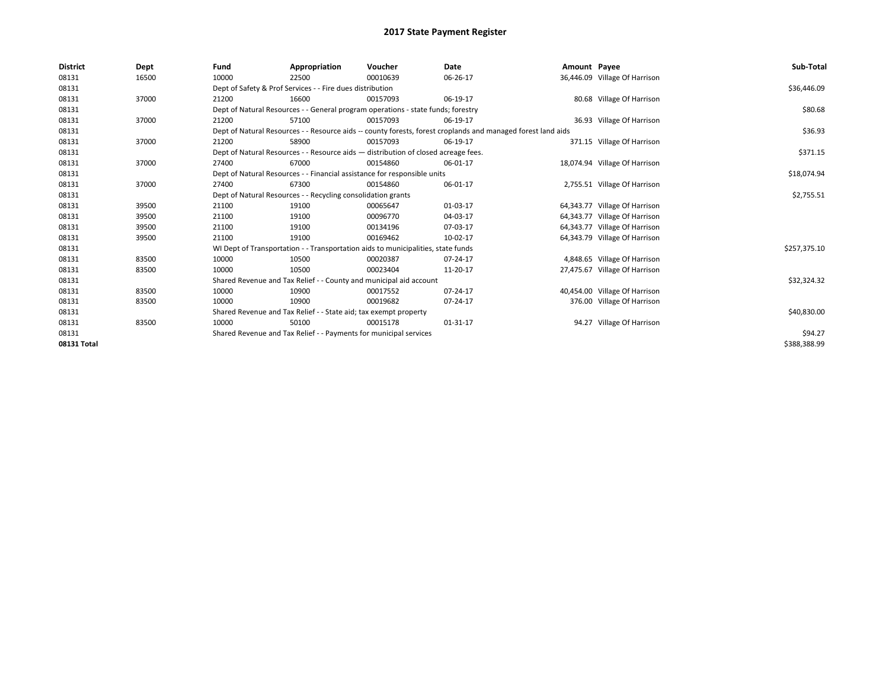# 2017 State Payment Register

| District | Dept | Fund | Appropriation | Voucher | Date | Amount | Payee | Sub-Total |
|---|---|---|---|---|---|---|---|---|
| 08131 | 16500 | 10000 | 22500 | 00010639 | 06-26-17 | 36,446.09 | Village Of Harrison | |
| 08131 | | Dept of Safety & Prof Services - - Fire dues distribution | | | | | | $36,446.09 |
| 08131 | 37000 | 21200 | 16600 | 00157093 | 06-19-17 | 80.68 | Village Of Harrison | |
| 08131 | | Dept of Natural Resources - - General program operations - state funds; forestry | | | | | | $80.68 |
| 08131 | 37000 | 21200 | 57100 | 00157093 | 06-19-17 | 36.93 | Village Of Harrison | |
| 08131 | | Dept of Natural Resources - - Resource aids -- county forests, forest croplands and managed forest land aids | | | | | | $36.93 |
| 08131 | 37000 | 21200 | 58900 | 00157093 | 06-19-17 | 371.15 | Village Of Harrison | |
| 08131 | | Dept of Natural Resources - - Resource aids — distribution of closed acreage fees. | | | | | | $371.15 |
| 08131 | 37000 | 27400 | 67000 | 00154860 | 06-01-17 | 18,074.94 | Village Of Harrison | |
| 08131 | | Dept of Natural Resources - - Financial assistance for responsible units | | | | | | $18,074.94 |
| 08131 | 37000 | 27400 | 67300 | 00154860 | 06-01-17 | 2,755.51 | Village Of Harrison | |
| 08131 | | Dept of Natural Resources - - Recycling consolidation grants | | | | | | $2,755.51 |
| 08131 | 39500 | 21100 | 19100 | 00065647 | 01-03-17 | 64,343.77 | Village Of Harrison | |
| 08131 | 39500 | 21100 | 19100 | 00096770 | 04-03-17 | 64,343.77 | Village Of Harrison | |
| 08131 | 39500 | 21100 | 19100 | 00134196 | 07-03-17 | 64,343.77 | Village Of Harrison | |
| 08131 | 39500 | 21100 | 19100 | 00169462 | 10-02-17 | 64,343.79 | Village Of Harrison | |
| 08131 | | WI Dept of Transportation - - Transportation aids to municipalities, state funds | | | | | | $257,375.10 |
| 08131 | 83500 | 10000 | 10500 | 00020387 | 07-24-17 | 4,848.65 | Village Of Harrison | |
| 08131 | 83500 | 10000 | 10500 | 00023404 | 11-20-17 | 27,475.67 | Village Of Harrison | |
| 08131 | | Shared Revenue and Tax Relief - - County and municipal aid account | | | | | | $32,324.32 |
| 08131 | 83500 | 10000 | 10900 | 00017552 | 07-24-17 | 40,454.00 | Village Of Harrison | |
| 08131 | 83500 | 10000 | 10900 | 00019682 | 07-24-17 | 376.00 | Village Of Harrison | |
| 08131 | | Shared Revenue and Tax Relief - - State aid; tax exempt property | | | | | | $40,830.00 |
| 08131 | 83500 | 10000 | 50100 | 00015178 | 01-31-17 | 94.27 | Village Of Harrison | |
| 08131 | | Shared Revenue and Tax Relief - - Payments for municipal services | | | | | | $94.27 |
| 08131 Total | | | | | | | | $388,388.99 |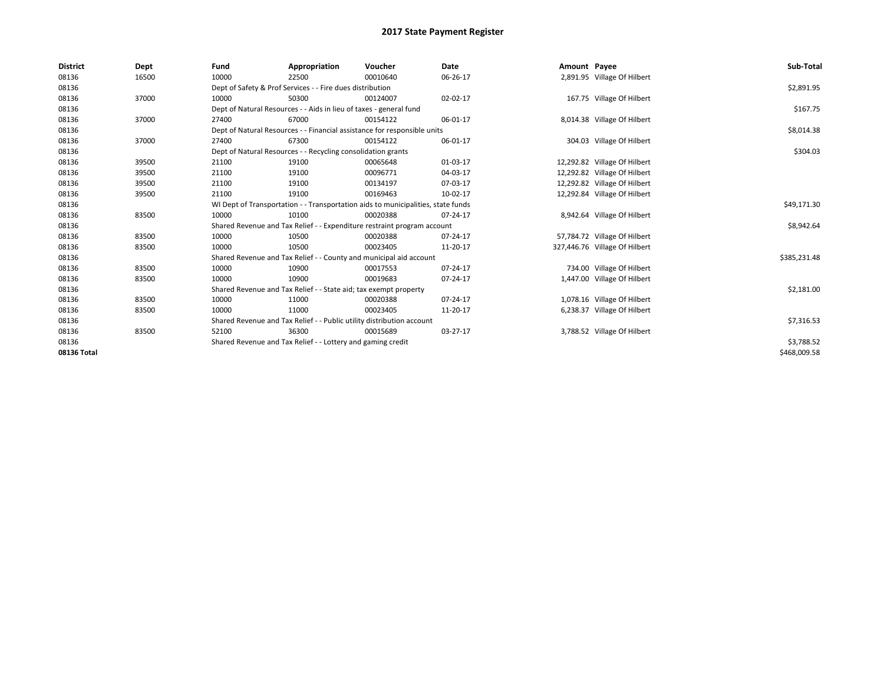# 2017 State Payment Register

| District | Dept | Fund | Appropriation | Voucher | Date | Amount | Payee | Sub-Total |
|---|---|---|---|---|---|---|---|---|
| 08136 | 16500 | 10000 | 22500 | 00010640 | 06-26-17 | 2,891.95 | Village Of Hilbert | |
| 08136 | | Dept of Safety & Prof Services - - Fire dues distribution | | | | | | $2,891.95 |
| 08136 | 37000 | 10000 | 50300 | 00124007 | 02-02-17 | 167.75 | Village Of Hilbert | |
| 08136 | | Dept of Natural Resources - - Aids in lieu of taxes - general fund | | | | | | $167.75 |
| 08136 | 37000 | 27400 | 67000 | 00154122 | 06-01-17 | 8,014.38 | Village Of Hilbert | |
| 08136 | | Dept of Natural Resources - - Financial assistance for responsible units | | | | | | $8,014.38 |
| 08136 | 37000 | 27400 | 67300 | 00154122 | 06-01-17 | 304.03 | Village Of Hilbert | |
| 08136 | | Dept of Natural Resources - - Recycling consolidation grants | | | | | | $304.03 |
| 08136 | 39500 | 21100 | 19100 | 00065648 | 01-03-17 | 12,292.82 | Village Of Hilbert | |
| 08136 | 39500 | 21100 | 19100 | 00096771 | 04-03-17 | 12,292.82 | Village Of Hilbert | |
| 08136 | 39500 | 21100 | 19100 | 00134197 | 07-03-17 | 12,292.82 | Village Of Hilbert | |
| 08136 | 39500 | 21100 | 19100 | 00169463 | 10-02-17 | 12,292.84 | Village Of Hilbert | |
| 08136 | | WI Dept of Transportation - - Transportation aids to municipalities, state funds | | | | | | $49,171.30 |
| 08136 | 83500 | 10000 | 10100 | 00020388 | 07-24-17 | 8,942.64 | Village Of Hilbert | |
| 08136 | | Shared Revenue and Tax Relief - - Expenditure restraint program account | | | | | | $8,942.64 |
| 08136 | 83500 | 10000 | 10500 | 00020388 | 07-24-17 | 57,784.72 | Village Of Hilbert | |
| 08136 | 83500 | 10000 | 10500 | 00023405 | 11-20-17 | 327,446.76 | Village Of Hilbert | |
| 08136 | | Shared Revenue and Tax Relief - - County and municipal aid account | | | | | | $385,231.48 |
| 08136 | 83500 | 10000 | 10900 | 00017553 | 07-24-17 | 734.00 | Village Of Hilbert | |
| 08136 | 83500 | 10000 | 10900 | 00019683 | 07-24-17 | 1,447.00 | Village Of Hilbert | |
| 08136 | | Shared Revenue and Tax Relief - - State aid; tax exempt property | | | | | | $2,181.00 |
| 08136 | 83500 | 10000 | 11000 | 00020388 | 07-24-17 | 1,078.16 | Village Of Hilbert | |
| 08136 | 83500 | 10000 | 11000 | 00023405 | 11-20-17 | 6,238.37 | Village Of Hilbert | |
| 08136 | | Shared Revenue and Tax Relief - - Public utility distribution account | | | | | | $7,316.53 |
| 08136 | 83500 | 52100 | 36300 | 00015689 | 03-27-17 | 3,788.52 | Village Of Hilbert | |
| 08136 | | Shared Revenue and Tax Relief - - Lottery and gaming credit | | | | | | $3,788.52 |
| 08136 Total | | | | | | | | $468,009.58 |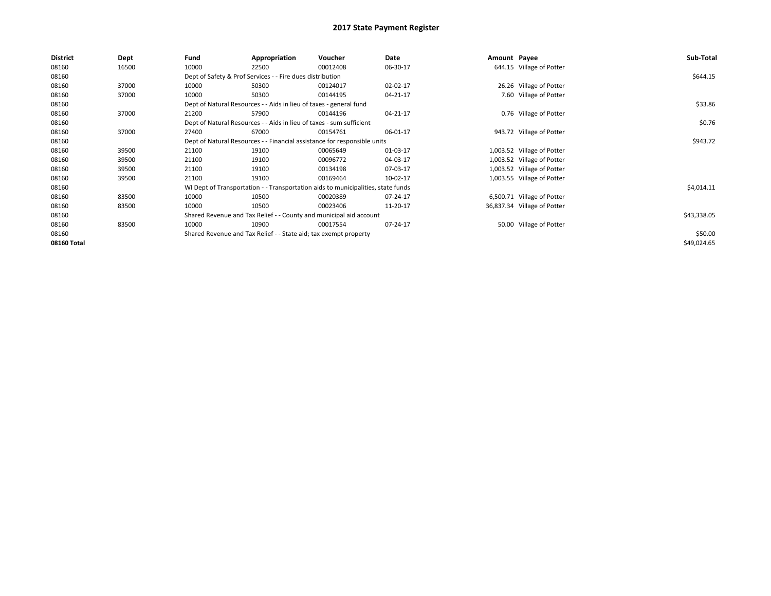# 2017 State Payment Register

| District | Dept | Fund | Appropriation | Voucher | Date | Amount | Payee | Sub-Total |
|---|---|---|---|---|---|---|---|---|
| 08160 | 16500 | 10000 | 22500 | 00012408 | 06-30-17 | 644.15 | Village of Potter | |
| 08160 | | Dept of Safety & Prof Services - - Fire dues distribution | | | | | | $644.15 |
| 08160 | 37000 | 10000 | 50300 | 00124017 | 02-02-17 | 26.26 | Village of Potter | |
| 08160 | 37000 | 10000 | 50300 | 00144195 | 04-21-17 | 7.60 | Village of Potter | |
| 08160 | | Dept of Natural Resources - - Aids in lieu of taxes - general fund | | | | | | $33.86 |
| 08160 | 37000 | 21200 | 57900 | 00144196 | 04-21-17 | 0.76 | Village of Potter | |
| 08160 | | Dept of Natural Resources - - Aids in lieu of taxes - sum sufficient | | | | | | $0.76 |
| 08160 | 37000 | 27400 | 67000 | 00154761 | 06-01-17 | 943.72 | Village of Potter | |
| 08160 | | Dept of Natural Resources - - Financial assistance for responsible units | | | | | | $943.72 |
| 08160 | 39500 | 21100 | 19100 | 00065649 | 01-03-17 | 1,003.52 | Village of Potter | |
| 08160 | 39500 | 21100 | 19100 | 00096772 | 04-03-17 | 1,003.52 | Village of Potter | |
| 08160 | 39500 | 21100 | 19100 | 00134198 | 07-03-17 | 1,003.52 | Village of Potter | |
| 08160 | 39500 | 21100 | 19100 | 00169464 | 10-02-17 | 1,003.55 | Village of Potter | |
| 08160 | | WI Dept of Transportation - - Transportation aids to municipalities, state funds | | | | | | $4,014.11 |
| 08160 | 83500 | 10000 | 10500 | 00020389 | 07-24-17 | 6,500.71 | Village of Potter | |
| 08160 | 83500 | 10000 | 10500 | 00023406 | 11-20-17 | 36,837.34 | Village of Potter | |
| 08160 | | Shared Revenue and Tax Relief - - County and municipal aid account | | | | | | $43,338.05 |
| 08160 | 83500 | 10000 | 10900 | 00017554 | 07-24-17 | 50.00 | Village of Potter | |
| 08160 | | Shared Revenue and Tax Relief - - State aid; tax exempt property | | | | | | $50.00 |
| 08160 Total | | | | | | | | $49,024.65 |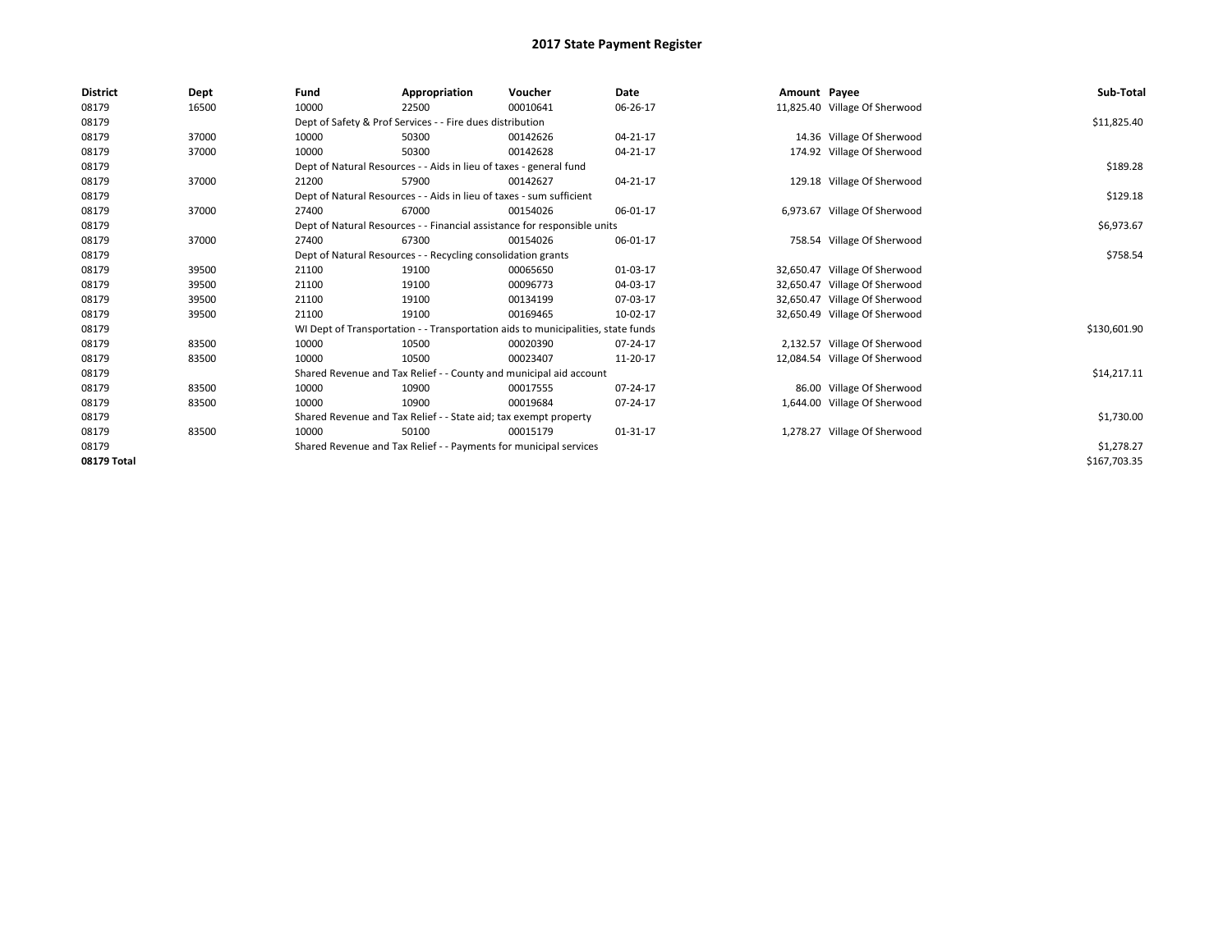# 2017 State Payment Register

| District | Dept | Fund | Appropriation | Voucher | Date | Amount | Payee | Sub-Total |
|---|---|---|---|---|---|---|---|---|
| 08179 | 16500 | 10000 | 22500 | 00010641 | 06-26-17 | 11,825.40 | Village Of Sherwood | |
| 08179 | | Dept of Safety & Prof Services - - Fire dues distribution | | | | | | $11,825.40 |
| 08179 | 37000 | 10000 | 50300 | 00142626 | 04-21-17 | 14.36 | Village Of Sherwood | |
| 08179 | 37000 | 10000 | 50300 | 00142628 | 04-21-17 | 174.92 | Village Of Sherwood | |
| 08179 | | Dept of Natural Resources - - Aids in lieu of taxes - general fund | | | | | | $189.28 |
| 08179 | 37000 | 21200 | 57900 | 00142627 | 04-21-17 | 129.18 | Village Of Sherwood | |
| 08179 | | Dept of Natural Resources - - Aids in lieu of taxes - sum sufficient | | | | | | $129.18 |
| 08179 | 37000 | 27400 | 67000 | 00154026 | 06-01-17 | 6,973.67 | Village Of Sherwood | |
| 08179 | | Dept of Natural Resources - - Financial assistance for responsible units | | | | | | $6,973.67 |
| 08179 | 37000 | 27400 | 67300 | 00154026 | 06-01-17 | 758.54 | Village Of Sherwood | |
| 08179 | | Dept of Natural Resources - - Recycling consolidation grants | | | | | | $758.54 |
| 08179 | 39500 | 21100 | 19100 | 00065650 | 01-03-17 | 32,650.47 | Village Of Sherwood | |
| 08179 | 39500 | 21100 | 19100 | 00096773 | 04-03-17 | 32,650.47 | Village Of Sherwood | |
| 08179 | 39500 | 21100 | 19100 | 00134199 | 07-03-17 | 32,650.47 | Village Of Sherwood | |
| 08179 | 39500 | 21100 | 19100 | 00169465 | 10-02-17 | 32,650.49 | Village Of Sherwood | |
| 08179 | | WI Dept of Transportation - - Transportation aids to municipalities, state funds | | | | | | $130,601.90 |
| 08179 | 83500 | 10000 | 10500 | 00020390 | 07-24-17 | 2,132.57 | Village Of Sherwood | |
| 08179 | 83500 | 10000 | 10500 | 00023407 | 11-20-17 | 12,084.54 | Village Of Sherwood | |
| 08179 | | Shared Revenue and Tax Relief - - County and municipal aid account | | | | | | $14,217.11 |
| 08179 | 83500 | 10000 | 10900 | 00017555 | 07-24-17 | 86.00 | Village Of Sherwood | |
| 08179 | 83500 | 10000 | 10900 | 00019684 | 07-24-17 | 1,644.00 | Village Of Sherwood | |
| 08179 | | Shared Revenue and Tax Relief - - State aid; tax exempt property | | | | | | $1,730.00 |
| 08179 | 83500 | 10000 | 50100 | 00015179 | 01-31-17 | 1,278.27 | Village Of Sherwood | |
| 08179 | | Shared Revenue and Tax Relief - - Payments for municipal services | | | | | | $1,278.27 |
| 08179 Total | | | | | | | | $167,703.35 |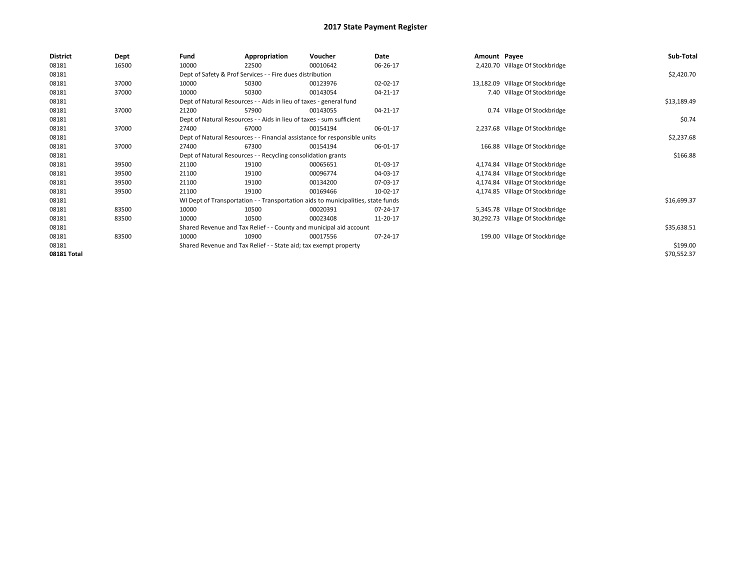# 2017 State Payment Register

| District | Dept | Fund | Appropriation | Voucher | Date | Amount | Payee | Sub-Total |
|---|---|---|---|---|---|---|---|---|
| 08181 | 16500 | 10000 | 22500 | 00010642 | 06-26-17 | 2,420.70 | Village Of Stockbridge | |
| 08181 | | Dept of Safety & Prof Services - - Fire dues distribution | | | | | | $2,420.70 |
| 08181 | 37000 | 10000 | 50300 | 00123976 | 02-02-17 | 13,182.09 | Village Of Stockbridge | |
| 08181 | 37000 | 10000 | 50300 | 00143054 | 04-21-17 | 7.40 | Village Of Stockbridge | |
| 08181 | | Dept of Natural Resources - - Aids in lieu of taxes - general fund | | | | | | $13,189.49 |
| 08181 | 37000 | 21200 | 57900 | 00143055 | 04-21-17 | 0.74 | Village Of Stockbridge | |
| 08181 | | Dept of Natural Resources - - Aids in lieu of taxes - sum sufficient | | | | | | $0.74 |
| 08181 | 37000 | 27400 | 67000 | 00154194 | 06-01-17 | 2,237.68 | Village Of Stockbridge | |
| 08181 | | Dept of Natural Resources - - Financial assistance for responsible units | | | | | | $2,237.68 |
| 08181 | 37000 | 27400 | 67300 | 00154194 | 06-01-17 | 166.88 | Village Of Stockbridge | |
| 08181 | | Dept of Natural Resources - - Recycling consolidation grants | | | | | | $166.88 |
| 08181 | 39500 | 21100 | 19100 | 00065651 | 01-03-17 | 4,174.84 | Village Of Stockbridge | |
| 08181 | 39500 | 21100 | 19100 | 00096774 | 04-03-17 | 4,174.84 | Village Of Stockbridge | |
| 08181 | 39500 | 21100 | 19100 | 00134200 | 07-03-17 | 4,174.84 | Village Of Stockbridge | |
| 08181 | 39500 | 21100 | 19100 | 00169466 | 10-02-17 | 4,174.85 | Village Of Stockbridge | |
| 08181 | | WI Dept of Transportation - - Transportation aids to municipalities, state funds | | | | | | $16,699.37 |
| 08181 | 83500 | 10000 | 10500 | 00020391 | 07-24-17 | 5,345.78 | Village Of Stockbridge | |
| 08181 | 83500 | 10000 | 10500 | 00023408 | 11-20-17 | 30,292.73 | Village Of Stockbridge | |
| 08181 | | Shared Revenue and Tax Relief - - County and municipal aid account | | | | | | $35,638.51 |
| 08181 | 83500 | 10000 | 10900 | 00017556 | 07-24-17 | 199.00 | Village Of Stockbridge | |
| 08181 | | Shared Revenue and Tax Relief - - State aid; tax exempt property | | | | | | $199.00 |
| 08181 Total | | | | | | | | $70,552.37 |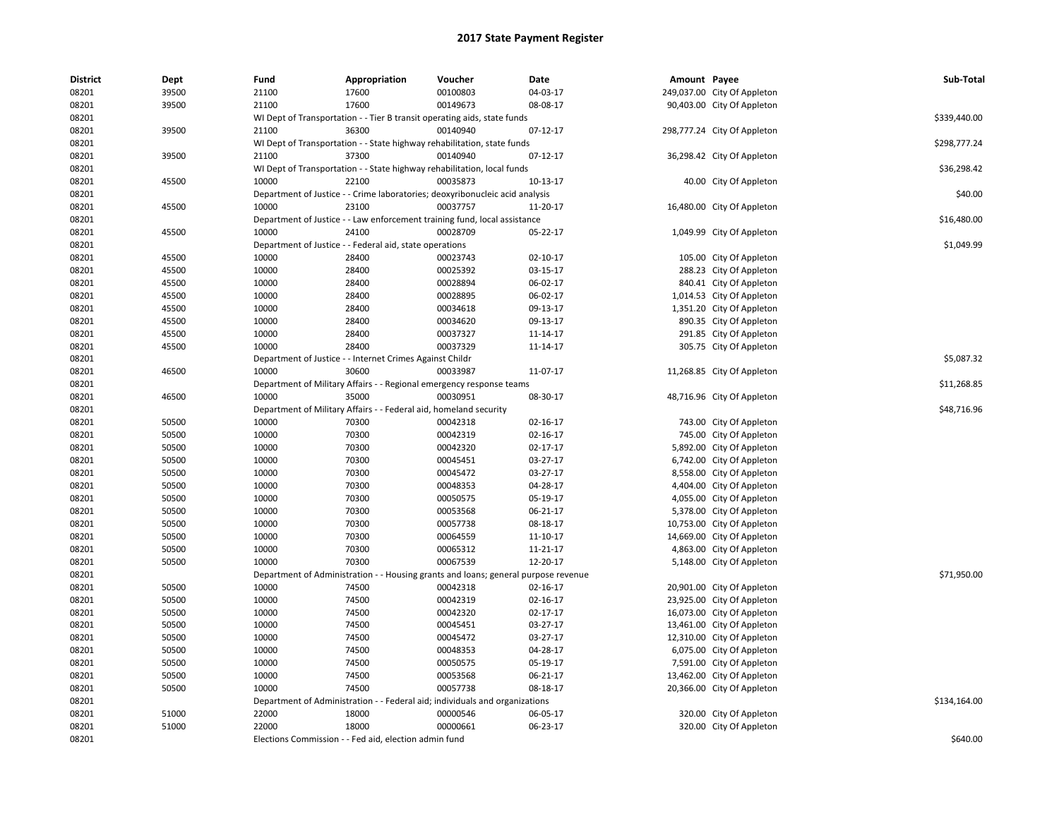# 2017 State Payment Register

| District | Dept | Fund | Appropriation | Voucher | Date | Amount | Payee | Sub-Total |
|---|---|---|---|---|---|---|---|---|
| 08201 | 39500 | 21100 | 17600 | 00100803 | 04-03-17 | 249,037.00 | City Of Appleton | |
| 08201 | 39500 | 21100 | 17600 | 00149673 | 08-08-17 | 90,403.00 | City Of Appleton | |
| 08201 | | WI Dept of Transportation - - Tier B transit operating aids, state funds | | | | | | $339,440.00 |
| 08201 | 39500 | 21100 | 36300 | 00140940 | 07-12-17 | 298,777.24 | City Of Appleton | |
| 08201 | | WI Dept of Transportation - - State highway rehabilitation, state funds | | | | | | $298,777.24 |
| 08201 | 39500 | 21100 | 37300 | 00140940 | 07-12-17 | 36,298.42 | City Of Appleton | |
| 08201 | | WI Dept of Transportation - - State highway rehabilitation, local funds | | | | | | $36,298.42 |
| 08201 | 45500 | 10000 | 22100 | 00035873 | 10-13-17 | 40.00 | City Of Appleton | |
| 08201 | | Department of Justice - - Crime laboratories; deoxyribonucleic acid analysis | | | | | | $40.00 |
| 08201 | 45500 | 10000 | 23100 | 00037757 | 11-20-17 | 16,480.00 | City Of Appleton | |
| 08201 | | Department of Justice - - Law enforcement training fund, local assistance | | | | | | $16,480.00 |
| 08201 | 45500 | 10000 | 24100 | 00028709 | 05-22-17 | 1,049.99 | City Of Appleton | |
| 08201 | | Department of Justice - - Federal aid, state operations | | | | | | $1,049.99 |
| 08201 | 45500 | 10000 | 28400 | 00023743 | 02-10-17 | 105.00 | City Of Appleton | |
| 08201 | 45500 | 10000 | 28400 | 00025392 | 03-15-17 | 288.23 | City Of Appleton | |
| 08201 | 45500 | 10000 | 28400 | 00028894 | 06-02-17 | 840.41 | City Of Appleton | |
| 08201 | 45500 | 10000 | 28400 | 00028895 | 06-02-17 | 1,014.53 | City Of Appleton | |
| 08201 | 45500 | 10000 | 28400 | 00034618 | 09-13-17 | 1,351.20 | City Of Appleton | |
| 08201 | 45500 | 10000 | 28400 | 00034620 | 09-13-17 | 890.35 | City Of Appleton | |
| 08201 | 45500 | 10000 | 28400 | 00037327 | 11-14-17 | 291.85 | City Of Appleton | |
| 08201 | 45500 | 10000 | 28400 | 00037329 | 11-14-17 | 305.75 | City Of Appleton | |
| 08201 | | Department of Justice - - Internet Crimes Against Childr | | | | | | $5,087.32 |
| 08201 | 46500 | 10000 | 30600 | 00033987 | 11-07-17 | 11,268.85 | City Of Appleton | |
| 08201 | | Department of Military Affairs - - Regional emergency response teams | | | | | | $11,268.85 |
| 08201 | 46500 | 10000 | 35000 | 00030951 | 08-30-17 | 48,716.96 | City Of Appleton | |
| 08201 | | Department of Military Affairs - - Federal aid, homeland security | | | | | | $48,716.96 |
| 08201 | 50500 | 10000 | 70300 | 00042318 | 02-16-17 | 743.00 | City Of Appleton | |
| 08201 | 50500 | 10000 | 70300 | 00042319 | 02-16-17 | 745.00 | City Of Appleton | |
| 08201 | 50500 | 10000 | 70300 | 00042320 | 02-17-17 | 5,892.00 | City Of Appleton | |
| 08201 | 50500 | 10000 | 70300 | 00045451 | 03-27-17 | 6,742.00 | City Of Appleton | |
| 08201 | 50500 | 10000 | 70300 | 00045472 | 03-27-17 | 8,558.00 | City Of Appleton | |
| 08201 | 50500 | 10000 | 70300 | 00048353 | 04-28-17 | 4,404.00 | City Of Appleton | |
| 08201 | 50500 | 10000 | 70300 | 00050575 | 05-19-17 | 4,055.00 | City Of Appleton | |
| 08201 | 50500 | 10000 | 70300 | 00053568 | 06-21-17 | 5,378.00 | City Of Appleton | |
| 08201 | 50500 | 10000 | 70300 | 00057738 | 08-18-17 | 10,753.00 | City Of Appleton | |
| 08201 | 50500 | 10000 | 70300 | 00064559 | 11-10-17 | 14,669.00 | City Of Appleton | |
| 08201 | 50500 | 10000 | 70300 | 00065312 | 11-21-17 | 4,863.00 | City Of Appleton | |
| 08201 | 50500 | 10000 | 70300 | 00067539 | 12-20-17 | 5,148.00 | City Of Appleton | |
| 08201 | | Department of Administration - - Housing grants and loans; general purpose revenue | | | | | | $71,950.00 |
| 08201 | 50500 | 10000 | 74500 | 00042318 | 02-16-17 | 20,901.00 | City Of Appleton | |
| 08201 | 50500 | 10000 | 74500 | 00042319 | 02-16-17 | 23,925.00 | City Of Appleton | |
| 08201 | 50500 | 10000 | 74500 | 00042320 | 02-17-17 | 16,073.00 | City Of Appleton | |
| 08201 | 50500 | 10000 | 74500 | 00045451 | 03-27-17 | 13,461.00 | City Of Appleton | |
| 08201 | 50500 | 10000 | 74500 | 00045472 | 03-27-17 | 12,310.00 | City Of Appleton | |
| 08201 | 50500 | 10000 | 74500 | 00048353 | 04-28-17 | 6,075.00 | City Of Appleton | |
| 08201 | 50500 | 10000 | 74500 | 00050575 | 05-19-17 | 7,591.00 | City Of Appleton | |
| 08201 | 50500 | 10000 | 74500 | 00053568 | 06-21-17 | 13,462.00 | City Of Appleton | |
| 08201 | 50500 | 10000 | 74500 | 00057738 | 08-18-17 | 20,366.00 | City Of Appleton | |
| 08201 | | Department of Administration - - Federal aid; individuals and organizations | | | | | | $134,164.00 |
| 08201 | 51000 | 22000 | 18000 | 00000546 | 06-05-17 | 320.00 | City Of Appleton | |
| 08201 | 51000 | 22000 | 18000 | 00000661 | 06-23-17 | 320.00 | City Of Appleton | |
| 08201 | | Elections Commission - - Fed aid, election admin fund | | | | | | $640.00 |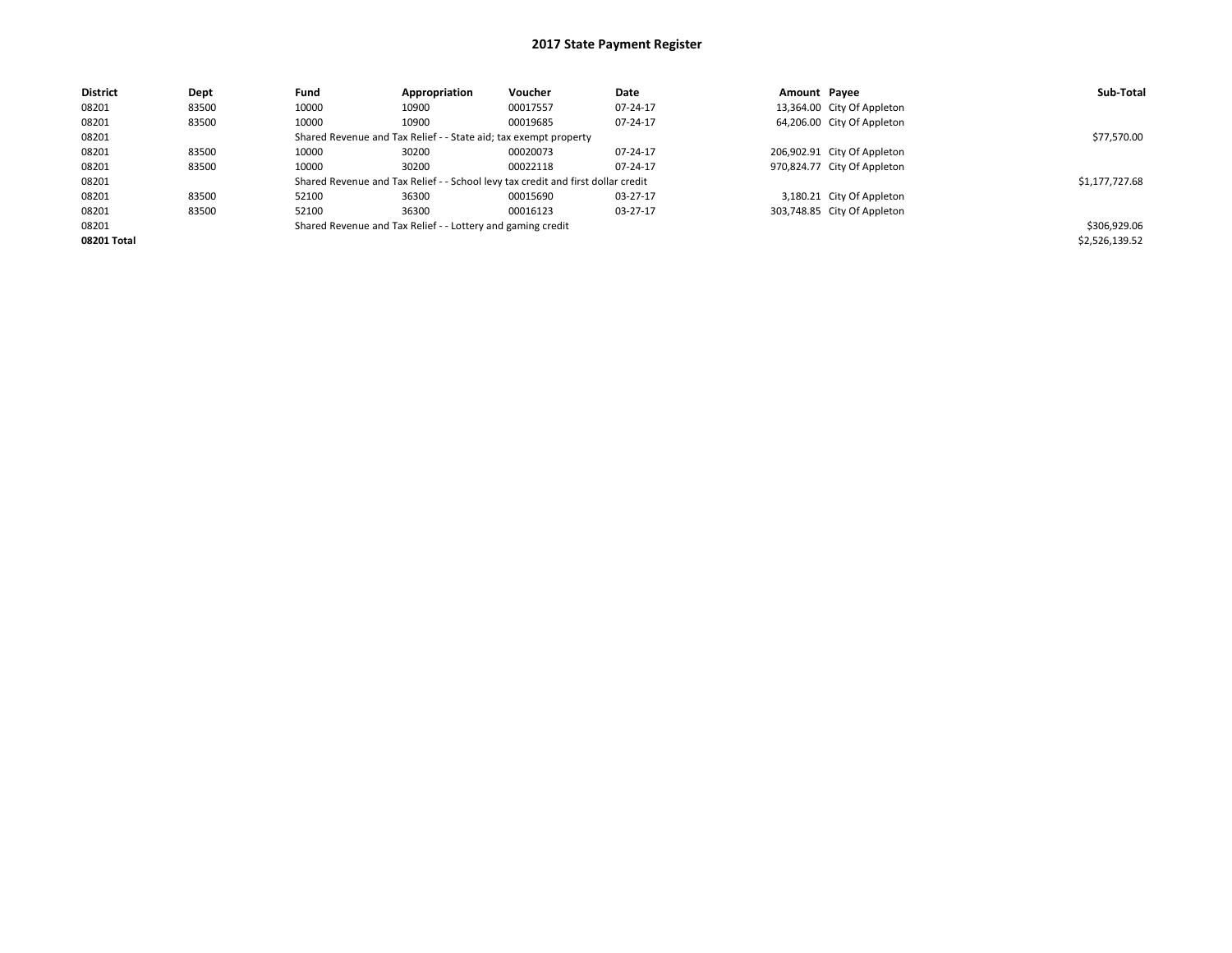# 2017 State Payment Register

| District | Dept | Fund | Appropriation | Voucher | Date | Amount | Payee | Sub-Total |
|---|---|---|---|---|---|---|---|---|
| 08201 | 83500 | 10000 | 10900 | 00017557 | 07-24-17 | 13,364.00 | City Of Appleton | |
| 08201 | 83500 | 10000 | 10900 | 00019685 | 07-24-17 | 64,206.00 | City Of Appleton | |
| 08201 | | Shared Revenue and Tax Relief - - State aid; tax exempt property | | | | | | $77,570.00 |
| 08201 | 83500 | 10000 | 30200 | 00020073 | 07-24-17 | 206,902.91 | City Of Appleton | |
| 08201 | 83500 | 10000 | 30200 | 00022118 | 07-24-17 | 970,824.77 | City Of Appleton | |
| 08201 | | Shared Revenue and Tax Relief - - School levy tax credit and first dollar credit | | | | | | $1,177,727.68 |
| 08201 | 83500 | 52100 | 36300 | 00015690 | 03-27-17 | 3,180.21 | City Of Appleton | |
| 08201 | 83500 | 52100 | 36300 | 00016123 | 03-27-17 | 303,748.85 | City Of Appleton | |
| 08201 | | Shared Revenue and Tax Relief - - Lottery and gaming credit | | | | | | $306,929.06 |
| **08201 Total** | | | | | | | | $2,526,139.52 |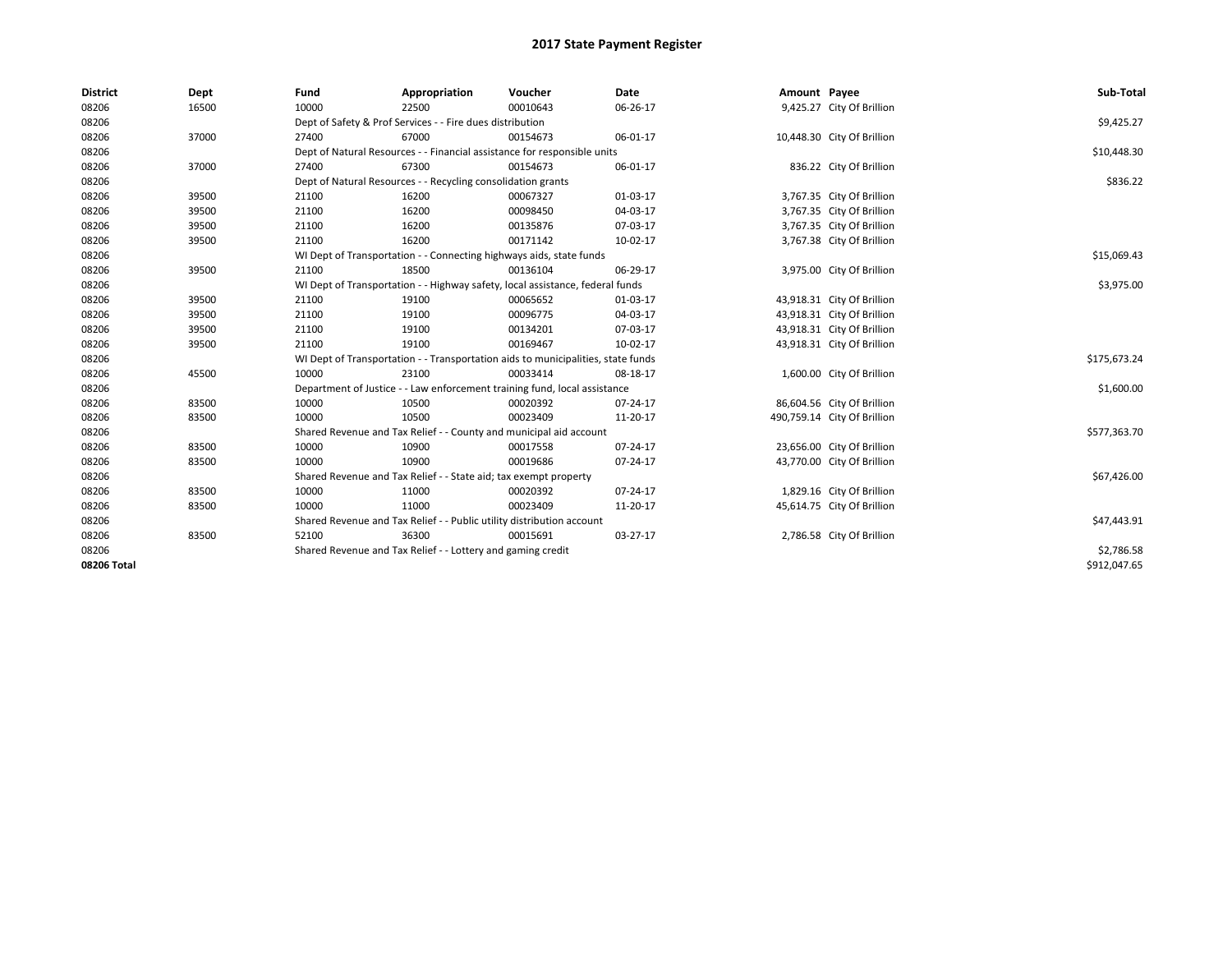# 2017 State Payment Register

| District | Dept | Fund | Appropriation | Voucher | Date | Amount | Payee | Sub-Total |
|---|---|---|---|---|---|---|---|---|
| 08206 | 16500 | 10000 | 22500 | 00010643 | 06-26-17 | 9,425.27 | City Of Brillion | |
| 08206 | | Dept of Safety & Prof Services - - Fire dues distribution | | | | | | $9,425.27 |
| 08206 | 37000 | 27400 | 67000 | 00154673 | 06-01-17 | 10,448.30 | City Of Brillion | |
| 08206 | | Dept of Natural Resources - - Financial assistance for responsible units | | | | | | $10,448.30 |
| 08206 | 37000 | 27400 | 67300 | 00154673 | 06-01-17 | 836.22 | City Of Brillion | |
| 08206 | | Dept of Natural Resources - - Recycling consolidation grants | | | | | | $836.22 |
| 08206 | 39500 | 21100 | 16200 | 00067327 | 01-03-17 | 3,767.35 | City Of Brillion | |
| 08206 | 39500 | 21100 | 16200 | 00098450 | 04-03-17 | 3,767.35 | City Of Brillion | |
| 08206 | 39500 | 21100 | 16200 | 00135876 | 07-03-17 | 3,767.35 | City Of Brillion | |
| 08206 | 39500 | 21100 | 16200 | 00171142 | 10-02-17 | 3,767.38 | City Of Brillion | |
| 08206 | | WI Dept of Transportation - - Connecting highways aids, state funds | | | | | | $15,069.43 |
| 08206 | 39500 | 21100 | 18500 | 00136104 | 06-29-17 | 3,975.00 | City Of Brillion | |
| 08206 | | WI Dept of Transportation - - Highway safety, local assistance, federal funds | | | | | | $3,975.00 |
| 08206 | 39500 | 21100 | 19100 | 00065652 | 01-03-17 | 43,918.31 | City Of Brillion | |
| 08206 | 39500 | 21100 | 19100 | 00096775 | 04-03-17 | 43,918.31 | City Of Brillion | |
| 08206 | 39500 | 21100 | 19100 | 00134201 | 07-03-17 | 43,918.31 | City Of Brillion | |
| 08206 | 39500 | 21100 | 19100 | 00169467 | 10-02-17 | 43,918.31 | City Of Brillion | |
| 08206 | | WI Dept of Transportation - - Transportation aids to municipalities, state funds | | | | | | $175,673.24 |
| 08206 | 45500 | 10000 | 23100 | 00033414 | 08-18-17 | 1,600.00 | City Of Brillion | |
| 08206 | | Department of Justice - - Law enforcement training fund, local assistance | | | | | | $1,600.00 |
| 08206 | 83500 | 10000 | 10500 | 00020392 | 07-24-17 | 86,604.56 | City Of Brillion | |
| 08206 | 83500 | 10000 | 10500 | 00023409 | 11-20-17 | 490,759.14 | City Of Brillion | |
| 08206 | | Shared Revenue and Tax Relief - - County and municipal aid account | | | | | | $577,363.70 |
| 08206 | 83500 | 10000 | 10900 | 00017558 | 07-24-17 | 23,656.00 | City Of Brillion | |
| 08206 | 83500 | 10000 | 10900 | 00019686 | 07-24-17 | 43,770.00 | City Of Brillion | |
| 08206 | | Shared Revenue and Tax Relief - - State aid; tax exempt property | | | | | | $67,426.00 |
| 08206 | 83500 | 10000 | 11000 | 00020392 | 07-24-17 | 1,829.16 | City Of Brillion | |
| 08206 | 83500 | 10000 | 11000 | 00023409 | 11-20-17 | 45,614.75 | City Of Brillion | |
| 08206 | | Shared Revenue and Tax Relief - - Public utility distribution account | | | | | | $47,443.91 |
| 08206 | 83500 | 52100 | 36300 | 00015691 | 03-27-17 | 2,786.58 | City Of Brillion | |
| 08206 | | Shared Revenue and Tax Relief - - Lottery and gaming credit | | | | | | $2,786.58 |
| 08206 Total | | | | | | | | $912,047.65 |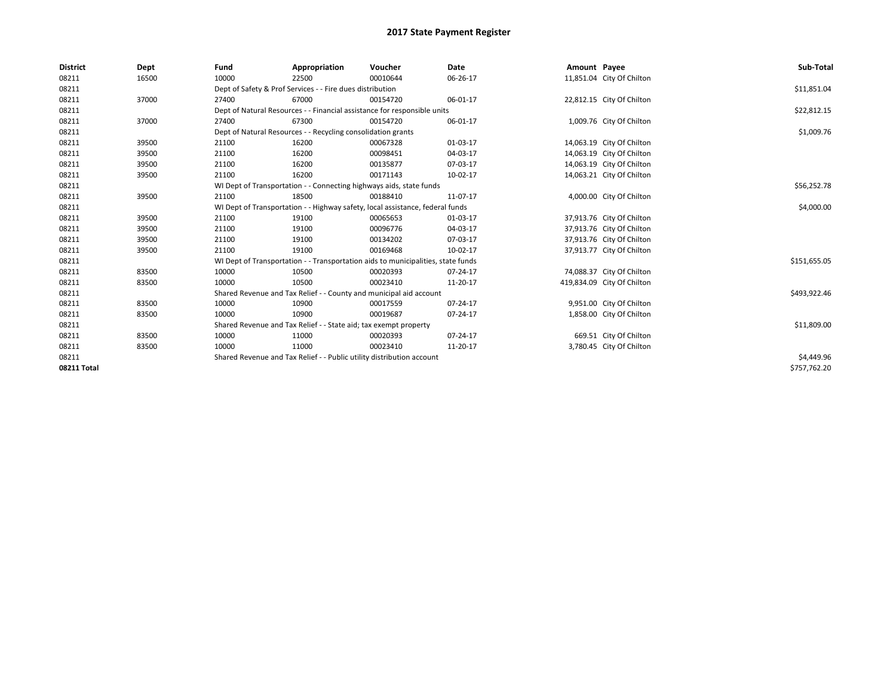# 2017 State Payment Register

| District | Dept | Fund | Appropriation | Voucher | Date | Amount | Payee | Sub-Total |
|---|---|---|---|---|---|---|---|---|
| 08211 | 16500 | 10000 | 22500 | 00010644 | 06-26-17 | 11,851.04 | City Of Chilton | |
| 08211 | | Dept of Safety & Prof Services - - Fire dues distribution | | | | | | $11,851.04 |
| 08211 | 37000 | 27400 | 67000 | 00154720 | 06-01-17 | 22,812.15 | City Of Chilton | |
| 08211 | | Dept of Natural Resources - - Financial assistance for responsible units | | | | | | $22,812.15 |
| 08211 | 37000 | 27400 | 67300 | 00154720 | 06-01-17 | 1,009.76 | City Of Chilton | |
| 08211 | | Dept of Natural Resources - - Recycling consolidation grants | | | | | | $1,009.76 |
| 08211 | 39500 | 21100 | 16200 | 00067328 | 01-03-17 | 14,063.19 | City Of Chilton | |
| 08211 | 39500 | 21100 | 16200 | 00098451 | 04-03-17 | 14,063.19 | City Of Chilton | |
| 08211 | 39500 | 21100 | 16200 | 00135877 | 07-03-17 | 14,063.19 | City Of Chilton | |
| 08211 | 39500 | 21100 | 16200 | 00171143 | 10-02-17 | 14,063.21 | City Of Chilton | |
| 08211 | | WI Dept of Transportation - - Connecting highways aids, state funds | | | | | | $56,252.78 |
| 08211 | 39500 | 21100 | 18500 | 00188410 | 11-07-17 | 4,000.00 | City Of Chilton | |
| 08211 | | WI Dept of Transportation - - Highway safety, local assistance, federal funds | | | | | | $4,000.00 |
| 08211 | 39500 | 21100 | 19100 | 00065653 | 01-03-17 | 37,913.76 | City Of Chilton | |
| 08211 | 39500 | 21100 | 19100 | 00096776 | 04-03-17 | 37,913.76 | City Of Chilton | |
| 08211 | 39500 | 21100 | 19100 | 00134202 | 07-03-17 | 37,913.76 | City Of Chilton | |
| 08211 | 39500 | 21100 | 19100 | 00169468 | 10-02-17 | 37,913.77 | City Of Chilton | |
| 08211 | | WI Dept of Transportation - - Transportation aids to municipalities, state funds | | | | | | $151,655.05 |
| 08211 | 83500 | 10000 | 10500 | 00020393 | 07-24-17 | 74,088.37 | City Of Chilton | |
| 08211 | 83500 | 10000 | 10500 | 00023410 | 11-20-17 | 419,834.09 | City Of Chilton | |
| 08211 | | Shared Revenue and Tax Relief - - County and municipal aid account | | | | | | $493,922.46 |
| 08211 | 83500 | 10000 | 10900 | 00017559 | 07-24-17 | 9,951.00 | City Of Chilton | |
| 08211 | 83500 | 10000 | 10900 | 00019687 | 07-24-17 | 1,858.00 | City Of Chilton | |
| 08211 | | Shared Revenue and Tax Relief - - State aid; tax exempt property | | | | | | $11,809.00 |
| 08211 | 83500 | 10000 | 11000 | 00020393 | 07-24-17 | 669.51 | City Of Chilton | |
| 08211 | 83500 | 10000 | 11000 | 00023410 | 11-20-17 | 3,780.45 | City Of Chilton | |
| 08211 | | Shared Revenue and Tax Relief - - Public utility distribution account | | | | | | $4,449.96 |
| **08211 Total** | | | | | | | | $757,762.20 |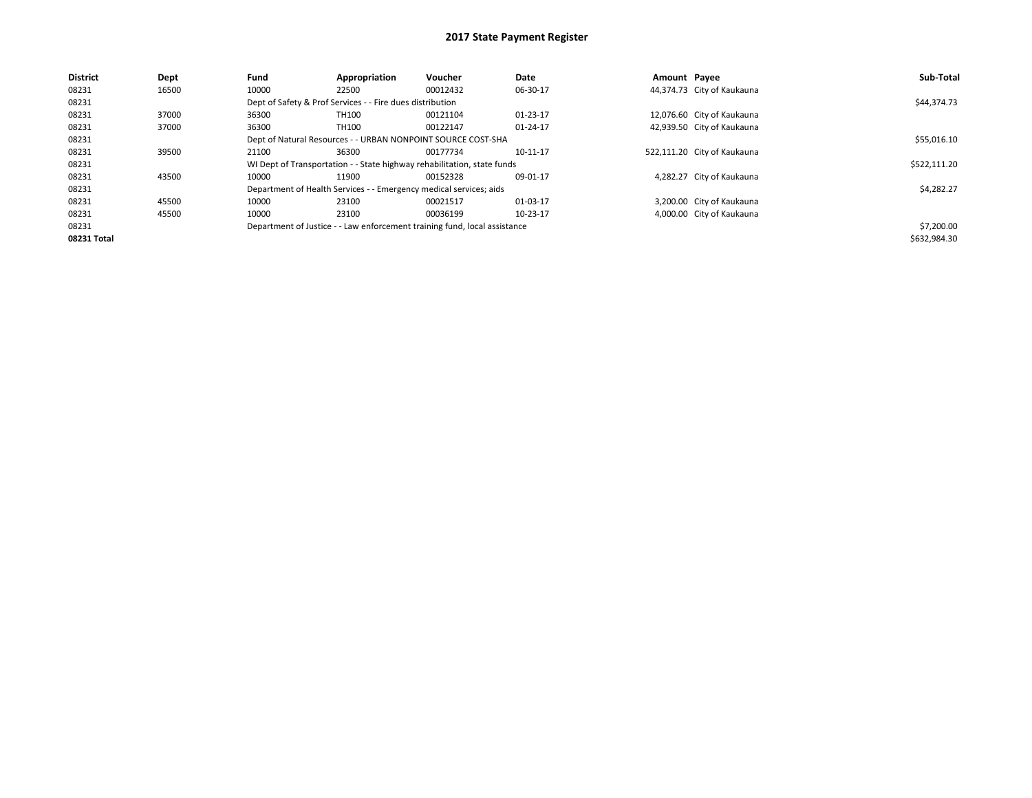# 2017 State Payment Register

| District | Dept | Fund | Appropriation | Voucher | Date | Amount | Payee | Sub-Total |
|---|---|---|---|---|---|---|---|---|
| 08231 | 16500 | 10000 | 22500 | 00012432 | 06-30-17 | 44,374.73 | City of Kaukauna | |
| 08231 | | Dept of Safety & Prof Services - - Fire dues distribution | | | | | | $44,374.73 |
| 08231 | 37000 | 36300 | TH100 | 00121104 | 01-23-17 | 12,076.60 | City of Kaukauna | |
| 08231 | 37000 | 36300 | TH100 | 00122147 | 01-24-17 | 42,939.50 | City of Kaukauna | |
| 08231 | | Dept of Natural Resources - - URBAN NONPOINT SOURCE COST-SHA | | | | | | $55,016.10 |
| 08231 | 39500 | 21100 | 36300 | 00177734 | 10-11-17 | 522,111.20 | City of Kaukauna | |
| 08231 | | WI Dept of Transportation - - State highway rehabilitation, state funds | | | | | | $522,111.20 |
| 08231 | 43500 | 10000 | 11900 | 00152328 | 09-01-17 | 4,282.27 | City of Kaukauna | |
| 08231 | | Department of Health Services - - Emergency medical services; aids | | | | | | $4,282.27 |
| 08231 | 45500 | 10000 | 23100 | 00021517 | 01-03-17 | 3,200.00 | City of Kaukauna | |
| 08231 | 45500 | 10000 | 23100 | 00036199 | 10-23-17 | 4,000.00 | City of Kaukauna | |
| 08231 | | Department of Justice - - Law enforcement training fund, local assistance | | | | | | $7,200.00 |
| **08231 Total** | | | | | | | | $632,984.30 |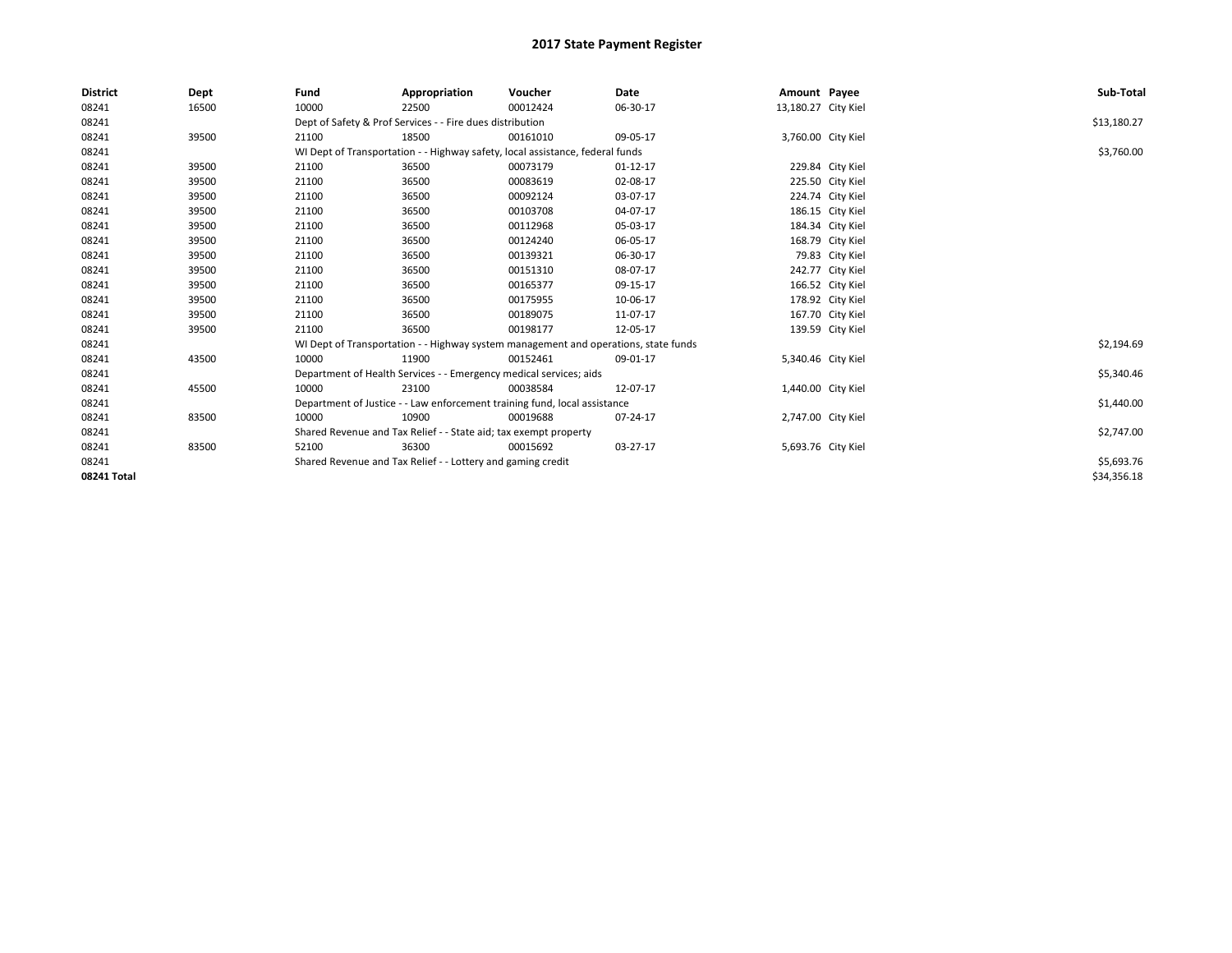# 2017 State Payment Register

| District | Dept | Fund | Appropriation | Voucher | Date | Amount | Payee | Sub-Total |
|---|---|---|---|---|---|---|---|---|
| 08241 | 16500 | 10000 | 22500 | 00012424 | 06-30-17 | 13,180.27 | City Kiel | |
| 08241 | | Dept of Safety & Prof Services - - Fire dues distribution | | | | | | $13,180.27 |
| 08241 | 39500 | 21100 | 18500 | 00161010 | 09-05-17 | 3,760.00 | City Kiel | |
| 08241 | | WI Dept of Transportation - - Highway safety, local assistance, federal funds | | | | | | $3,760.00 |
| 08241 | 39500 | 21100 | 36500 | 00073179 | 01-12-17 | 229.84 | City Kiel | |
| 08241 | 39500 | 21100 | 36500 | 00083619 | 02-08-17 | 225.50 | City Kiel | |
| 08241 | 39500 | 21100 | 36500 | 00092124 | 03-07-17 | 224.74 | City Kiel | |
| 08241 | 39500 | 21100 | 36500 | 00103708 | 04-07-17 | 186.15 | City Kiel | |
| 08241 | 39500 | 21100 | 36500 | 00112968 | 05-03-17 | 184.34 | City Kiel | |
| 08241 | 39500 | 21100 | 36500 | 00124240 | 06-05-17 | 168.79 | City Kiel | |
| 08241 | 39500 | 21100 | 36500 | 00139321 | 06-30-17 | 79.83 | City Kiel | |
| 08241 | 39500 | 21100 | 36500 | 00151310 | 08-07-17 | 242.77 | City Kiel | |
| 08241 | 39500 | 21100 | 36500 | 00165377 | 09-15-17 | 166.52 | City Kiel | |
| 08241 | 39500 | 21100 | 36500 | 00175955 | 10-06-17 | 178.92 | City Kiel | |
| 08241 | 39500 | 21100 | 36500 | 00189075 | 11-07-17 | 167.70 | City Kiel | |
| 08241 | 39500 | 21100 | 36500 | 00198177 | 12-05-17 | 139.59 | City Kiel | |
| 08241 | | WI Dept of Transportation - - Highway system management and operations, state funds | | | | | | $2,194.69 |
| 08241 | 43500 | 10000 | 11900 | 00152461 | 09-01-17 | 5,340.46 | City Kiel | |
| 08241 | | Department of Health Services - - Emergency medical services; aids | | | | | | $5,340.46 |
| 08241 | 45500 | 10000 | 23100 | 00038584 | 12-07-17 | 1,440.00 | City Kiel | |
| 08241 | | Department of Justice - - Law enforcement training fund, local assistance | | | | | | $1,440.00 |
| 08241 | 83500 | 10000 | 10900 | 00019688 | 07-24-17 | 2,747.00 | City Kiel | |
| 08241 | | Shared Revenue and Tax Relief - - State aid; tax exempt property | | | | | | $2,747.00 |
| 08241 | 83500 | 52100 | 36300 | 00015692 | 03-27-17 | 5,693.76 | City Kiel | |
| 08241 | | Shared Revenue and Tax Relief - - Lottery and gaming credit | | | | | | $5,693.76 |
| 08241 Total | | | | | | | | $34,356.18 |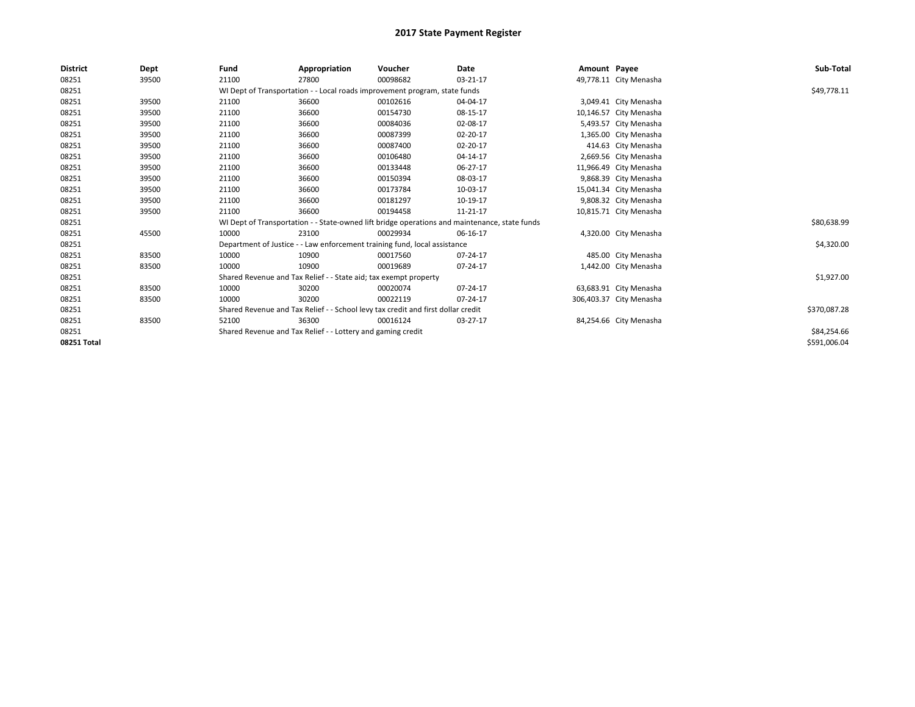# 2017 State Payment Register

| District | Dept | Fund | Appropriation | Voucher | Date | Amount | Payee | Sub-Total |
|---|---|---|---|---|---|---|---|---|
| 08251 | 39500 | 21100 | 27800 | 00098682 | 03-21-17 | 49,778.11 | City Menasha | |
| 08251 | | WI Dept of Transportation - - Local roads improvement program, state funds | | | | | | $49,778.11 |
| 08251 | 39500 | 21100 | 36600 | 00102616 | 04-04-17 | 3,049.41 | City Menasha | |
| 08251 | 39500 | 21100 | 36600 | 00154730 | 08-15-17 | 10,146.57 | City Menasha | |
| 08251 | 39500 | 21100 | 36600 | 00084036 | 02-08-17 | 5,493.57 | City Menasha | |
| 08251 | 39500 | 21100 | 36600 | 00087399 | 02-20-17 | 1,365.00 | City Menasha | |
| 08251 | 39500 | 21100 | 36600 | 00087400 | 02-20-17 | 414.63 | City Menasha | |
| 08251 | 39500 | 21100 | 36600 | 00106480 | 04-14-17 | 2,669.56 | City Menasha | |
| 08251 | 39500 | 21100 | 36600 | 00133448 | 06-27-17 | 11,966.49 | City Menasha | |
| 08251 | 39500 | 21100 | 36600 | 00150394 | 08-03-17 | 9,868.39 | City Menasha | |
| 08251 | 39500 | 21100 | 36600 | 00173784 | 10-03-17 | 15,041.34 | City Menasha | |
| 08251 | 39500 | 21100 | 36600 | 00181297 | 10-19-17 | 9,808.32 | City Menasha | |
| 08251 | 39500 | 21100 | 36600 | 00194458 | 11-21-17 | 10,815.71 | City Menasha | |
| 08251 | | WI Dept of Transportation - - State-owned lift bridge operations and maintenance, state funds | | | | | | $80,638.99 |
| 08251 | 45500 | 10000 | 23100 | 00029934 | 06-16-17 | 4,320.00 | City Menasha | |
| 08251 | | Department of Justice - - Law enforcement training fund, local assistance | | | | | | $4,320.00 |
| 08251 | 83500 | 10000 | 10900 | 00017560 | 07-24-17 | 485.00 | City Menasha | |
| 08251 | 83500 | 10000 | 10900 | 00019689 | 07-24-17 | 1,442.00 | City Menasha | |
| 08251 | | Shared Revenue and Tax Relief - - State aid; tax exempt property | | | | | | $1,927.00 |
| 08251 | 83500 | 10000 | 30200 | 00020074 | 07-24-17 | 63,683.91 | City Menasha | |
| 08251 | 83500 | 10000 | 30200 | 00022119 | 07-24-17 | 306,403.37 | City Menasha | |
| 08251 | | Shared Revenue and Tax Relief - - School levy tax credit and first dollar credit | | | | | | $370,087.28 |
| 08251 | 83500 | 52100 | 36300 | 00016124 | 03-27-17 | 84,254.66 | City Menasha | |
| 08251 | | Shared Revenue and Tax Relief - - Lottery and gaming credit | | | | | | $84,254.66 |
| 08251 Total | | | | | | | | $591,006.04 |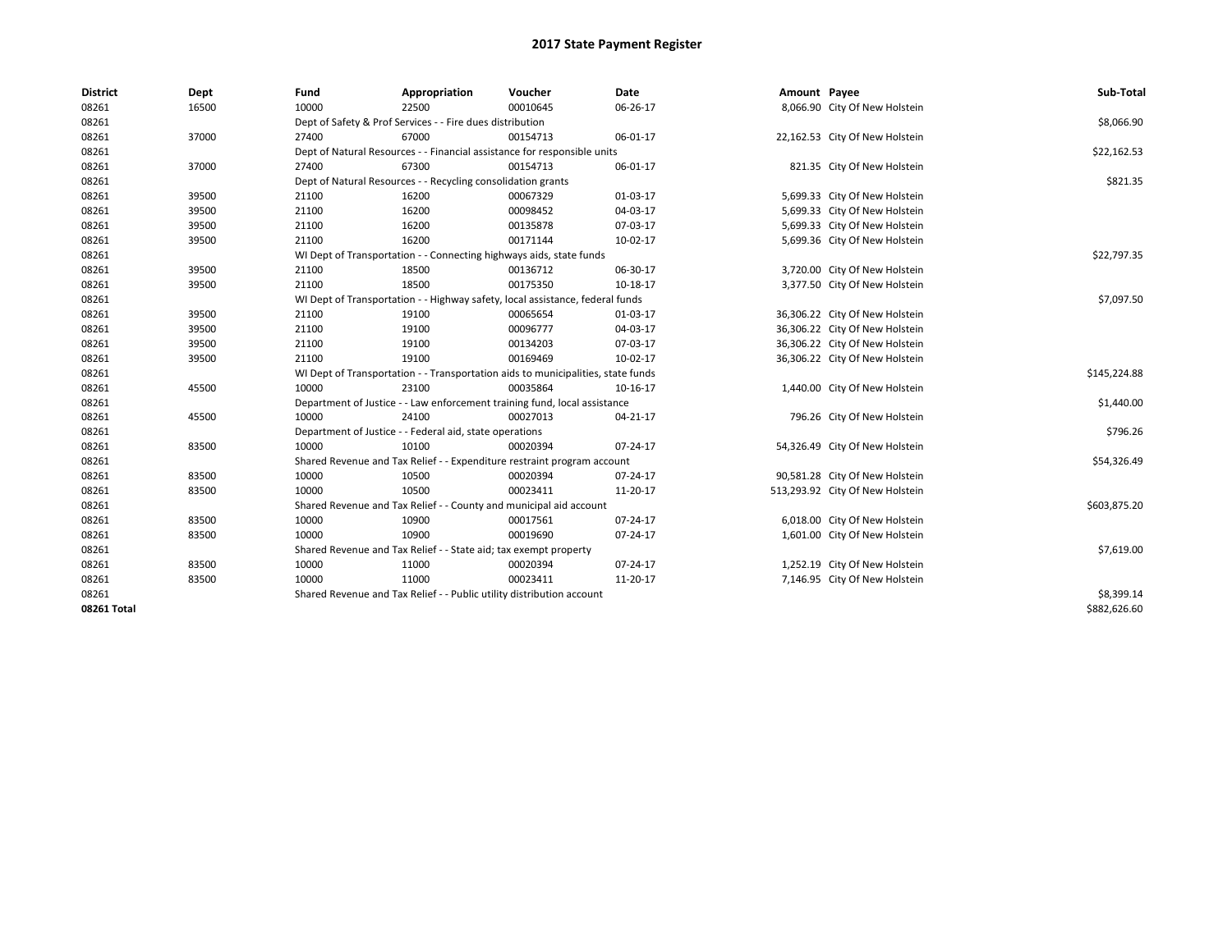# 2017 State Payment Register

| District | Dept | Fund | Appropriation | Voucher | Date | Amount | Payee | Sub-Total |
|---|---|---|---|---|---|---|---|---|
| 08261 | 16500 | 10000 | 22500 | 00010645 | 06-26-17 | 8,066.90 | City Of New Holstein | |
| 08261 | | Dept of Safety & Prof Services - - Fire dues distribution | | | | | | $8,066.90 |
| 08261 | 37000 | 27400 | 67000 | 00154713 | 06-01-17 | 22,162.53 | City Of New Holstein | |
| 08261 | | Dept of Natural Resources - - Financial assistance for responsible units | | | | | | $22,162.53 |
| 08261 | 37000 | 27400 | 67300 | 00154713 | 06-01-17 | 821.35 | City Of New Holstein | |
| 08261 | | Dept of Natural Resources - - Recycling consolidation grants | | | | | | $821.35 |
| 08261 | 39500 | 21100 | 16200 | 00067329 | 01-03-17 | 5,699.33 | City Of New Holstein | |
| 08261 | 39500 | 21100 | 16200 | 00098452 | 04-03-17 | 5,699.33 | City Of New Holstein | |
| 08261 | 39500 | 21100 | 16200 | 00135878 | 07-03-17 | 5,699.33 | City Of New Holstein | |
| 08261 | 39500 | 21100 | 16200 | 00171144 | 10-02-17 | 5,699.36 | City Of New Holstein | |
| 08261 | | WI Dept of Transportation - - Connecting highways aids, state funds | | | | | | $22,797.35 |
| 08261 | 39500 | 21100 | 18500 | 00136712 | 06-30-17 | 3,720.00 | City Of New Holstein | |
| 08261 | 39500 | 21100 | 18500 | 00175350 | 10-18-17 | 3,377.50 | City Of New Holstein | |
| 08261 | | WI Dept of Transportation - - Highway safety, local assistance, federal funds | | | | | | $7,097.50 |
| 08261 | 39500 | 21100 | 19100 | 00065654 | 01-03-17 | 36,306.22 | City Of New Holstein | |
| 08261 | 39500 | 21100 | 19100 | 00096777 | 04-03-17 | 36,306.22 | City Of New Holstein | |
| 08261 | 39500 | 21100 | 19100 | 00134203 | 07-03-17 | 36,306.22 | City Of New Holstein | |
| 08261 | 39500 | 21100 | 19100 | 00169469 | 10-02-17 | 36,306.22 | City Of New Holstein | |
| 08261 | | WI Dept of Transportation - - Transportation aids to municipalities, state funds | | | | | | $145,224.88 |
| 08261 | 45500 | 10000 | 23100 | 00035864 | 10-16-17 | 1,440.00 | City Of New Holstein | |
| 08261 | | Department of Justice - - Law enforcement training fund, local assistance | | | | | | $1,440.00 |
| 08261 | 45500 | 10000 | 24100 | 00027013 | 04-21-17 | 796.26 | City Of New Holstein | |
| 08261 | | Department of Justice - - Federal aid, state operations | | | | | | $796.26 |
| 08261 | 83500 | 10000 | 10100 | 00020394 | 07-24-17 | 54,326.49 | City Of New Holstein | |
| 08261 | | Shared Revenue and Tax Relief - - Expenditure restraint program account | | | | | | $54,326.49 |
| 08261 | 83500 | 10000 | 10500 | 00020394 | 07-24-17 | 90,581.28 | City Of New Holstein | |
| 08261 | 83500 | 10000 | 10500 | 00023411 | 11-20-17 | 513,293.92 | City Of New Holstein | |
| 08261 | | Shared Revenue and Tax Relief - - County and municipal aid account | | | | | | $603,875.20 |
| 08261 | 83500 | 10000 | 10900 | 00017561 | 07-24-17 | 6,018.00 | City Of New Holstein | |
| 08261 | 83500 | 10000 | 10900 | 00019690 | 07-24-17 | 1,601.00 | City Of New Holstein | |
| 08261 | | Shared Revenue and Tax Relief - - State aid; tax exempt property | | | | | | $7,619.00 |
| 08261 | 83500 | 10000 | 11000 | 00020394 | 07-24-17 | 1,252.19 | City Of New Holstein | |
| 08261 | 83500 | 10000 | 11000 | 00023411 | 11-20-17 | 7,146.95 | City Of New Holstein | |
| 08261 | | Shared Revenue and Tax Relief - - Public utility distribution account | | | | | | $8,399.14 |
| **08261 Total** | | | | | | | | $882,626.60 |